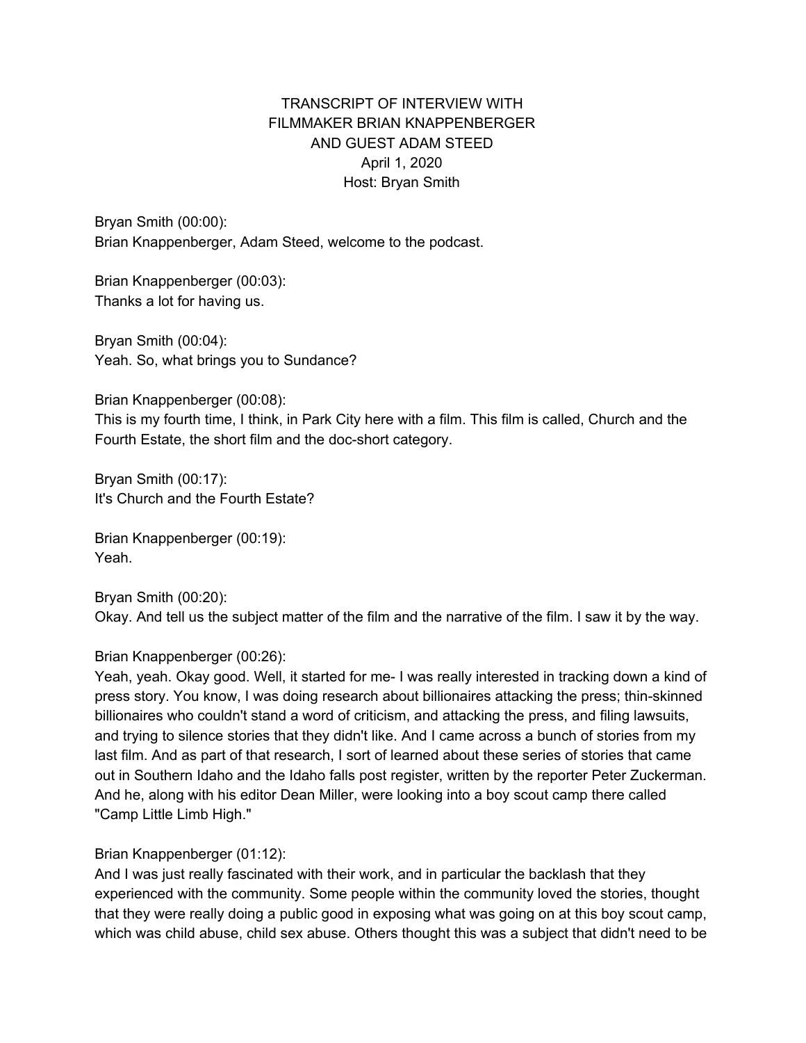TRANSCRIPT OF INTERVIEW WITH
FILMMAKER BRIAN KNAPPENBERGER
AND GUEST ADAM STEED
April 1, 2020
Host: Bryan Smith

Bryan Smith (00:00):
Brian Knappenberger, Adam Steed, welcome to the podcast.

Brian Knappenberger (00:03):
Thanks a lot for having us.

Bryan Smith (00:04):
Yeah. So, what brings you to Sundance?

Brian Knappenberger (00:08):
This is my fourth time, I think, in Park City here with a film. This film is called, Church and the Fourth Estate, the short film and the doc-short category.

Bryan Smith (00:17):
It's Church and the Fourth Estate?

Brian Knappenberger (00:19):
Yeah.

Bryan Smith (00:20):
Okay. And tell us the subject matter of the film and the narrative of the film. I saw it by the way.

Brian Knappenberger (00:26):
Yeah, yeah. Okay good. Well, it started for me- I was really interested in tracking down a kind of press story. You know, I was doing research about billionaires attacking the press; thin-skinned billionaires who couldn't stand a word of criticism, and attacking the press, and filing lawsuits, and trying to silence stories that they didn't like. And I came across a bunch of stories from my last film. And as part of that research, I sort of learned about these series of stories that came out in Southern Idaho and the Idaho falls post register, written by the reporter Peter Zuckerman. And he, along with his editor Dean Miller, were looking into a boy scout camp there called "Camp Little Limb High."

Brian Knappenberger (01:12):
And I was just really fascinated with their work, and in particular the backlash that they experienced with the community. Some people within the community loved the stories, thought that they were really doing a public good in exposing what was going on at this boy scout camp, which was child abuse, child sex abuse. Others thought this was a subject that didn't need to be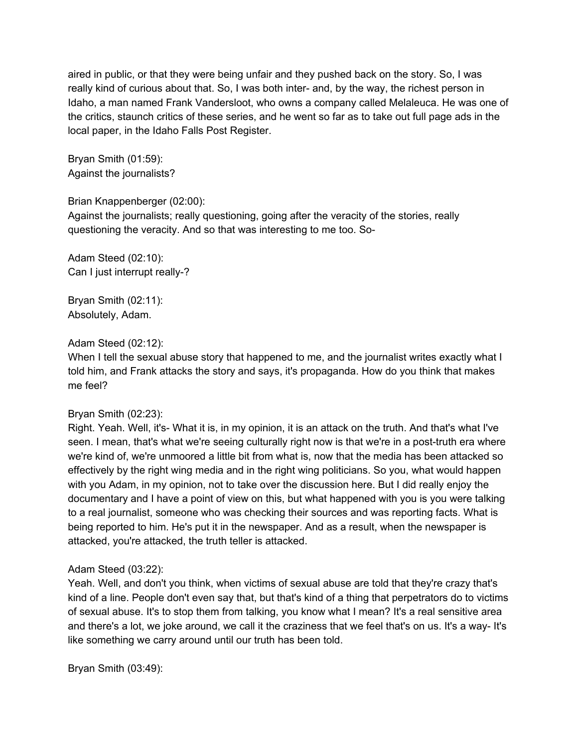aired in public, or that they were being unfair and they pushed back on the story. So, I was really kind of curious about that. So, I was both inter- and, by the way, the richest person in Idaho, a man named Frank Vandersloot, who owns a company called Melaleuca. He was one of the critics, staunch critics of these series, and he went so far as to take out full page ads in the local paper, in the Idaho Falls Post Register.

Bryan Smith (01:59):
Against the journalists?

Brian Knappenberger (02:00):
Against the journalists; really questioning, going after the veracity of the stories, really questioning the veracity. And so that was interesting to me too. So-

Adam Steed (02:10):
Can I just interrupt really-?

Bryan Smith (02:11):
Absolutely, Adam.

Adam Steed (02:12):
When I tell the sexual abuse story that happened to me, and the journalist writes exactly what I told him, and Frank attacks the story and says, it's propaganda. How do you think that makes me feel?

Bryan Smith (02:23):
Right. Yeah. Well, it's- What it is, in my opinion, it is an attack on the truth. And that's what I've seen. I mean, that's what we're seeing culturally right now is that we're in a post-truth era where we're kind of, we're unmoored a little bit from what is, now that the media has been attacked so effectively by the right wing media and in the right wing politicians. So you, what would happen with you Adam, in my opinion, not to take over the discussion here. But I did really enjoy the documentary and I have a point of view on this, but what happened with you is you were talking to a real journalist, someone who was checking their sources and was reporting facts. What is being reported to him. He's put it in the newspaper. And as a result, when the newspaper is attacked, you're attacked, the truth teller is attacked.

Adam Steed (03:22):
Yeah. Well, and don't you think, when victims of sexual abuse are told that they're crazy that's kind of a line. People don't even say that, but that's kind of a thing that perpetrators do to victims of sexual abuse. It's to stop them from talking, you know what I mean? It's a real sensitive area and there's a lot, we joke around, we call it the craziness that we feel that's on us. It's a way- It's like something we carry around until our truth has been told.

Bryan Smith (03:49):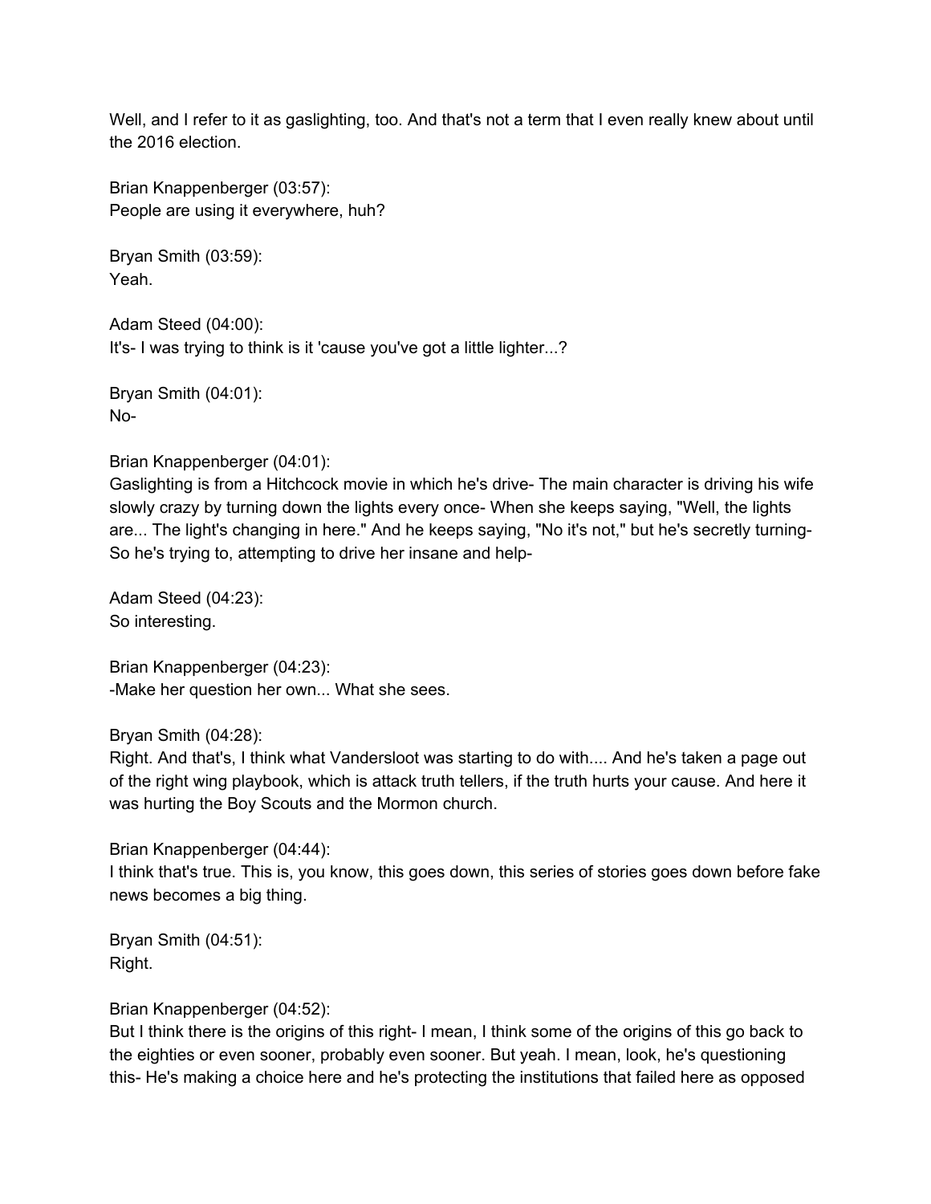Well, and I refer to it as gaslighting, too. And that's not a term that I even really knew about until the 2016 election.

Brian Knappenberger (03:57):
People are using it everywhere, huh?

Bryan Smith (03:59):
Yeah.

Adam Steed (04:00):
It's- I was trying to think is it 'cause you've got a little lighter...?

Bryan Smith (04:01):
No-

Brian Knappenberger (04:01):
Gaslighting is from a Hitchcock movie in which he's drive- The main character is driving his wife slowly crazy by turning down the lights every once- When she keeps saying, "Well, the lights are... The light's changing in here." And he keeps saying, "No it's not," but he's secretly turning- So he's trying to, attempting to drive her insane and help-

Adam Steed (04:23):
So interesting.

Brian Knappenberger (04:23):
-Make her question her own... What she sees.

Bryan Smith (04:28):
Right. And that's, I think what Vandersloot was starting to do with.... And he's taken a page out of the right wing playbook, which is attack truth tellers, if the truth hurts your cause. And here it was hurting the Boy Scouts and the Mormon church.

Brian Knappenberger (04:44):
I think that's true. This is, you know, this goes down, this series of stories goes down before fake news becomes a big thing.

Bryan Smith (04:51):
Right.

Brian Knappenberger (04:52):
But I think there is the origins of this right- I mean, I think some of the origins of this go back to the eighties or even sooner, probably even sooner. But yeah. I mean, look, he's questioning this- He's making a choice here and he's protecting the institutions that failed here as opposed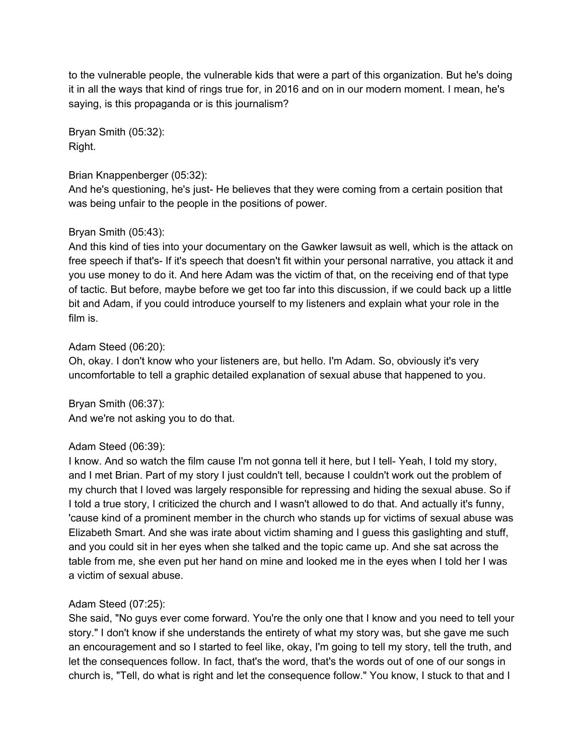to the vulnerable people, the vulnerable kids that were a part of this organization. But he's doing it in all the ways that kind of rings true for, in 2016 and on in our modern moment. I mean, he's saying, is this propaganda or is this journalism?

Bryan Smith (05:32):
Right.

Brian Knappenberger (05:32):
And he's questioning, he's just- He believes that they were coming from a certain position that was being unfair to the people in the positions of power.

Bryan Smith (05:43):
And this kind of ties into your documentary on the Gawker lawsuit as well, which is the attack on free speech if that's- If it's speech that doesn't fit within your personal narrative, you attack it and you use money to do it. And here Adam was the victim of that, on the receiving end of that type of tactic. But before, maybe before we get too far into this discussion, if we could back up a little bit and Adam, if you could introduce yourself to my listeners and explain what your role in the film is.

Adam Steed (06:20):
Oh, okay. I don't know who your listeners are, but hello. I'm Adam. So, obviously it's very uncomfortable to tell a graphic detailed explanation of sexual abuse that happened to you.

Bryan Smith (06:37):
And we're not asking you to do that.

Adam Steed (06:39):
I know. And so watch the film cause I'm not gonna tell it here, but I tell- Yeah, I told my story, and I met Brian. Part of my story I just couldn't tell, because I couldn't work out the problem of my church that I loved was largely responsible for repressing and hiding the sexual abuse. So if I told a true story, I criticized the church and I wasn't allowed to do that. And actually it's funny, 'cause kind of a prominent member in the church who stands up for victims of sexual abuse was Elizabeth Smart. And she was irate about victim shaming and I guess this gaslighting and stuff, and you could sit in her eyes when she talked and the topic came up. And she sat across the table from me, she even put her hand on mine and looked me in the eyes when I told her I was a victim of sexual abuse.

Adam Steed (07:25):
She said, "No guys ever come forward. You're the only one that I know and you need to tell your story." I don't know if she understands the entirety of what my story was, but she gave me such an encouragement and so I started to feel like, okay, I'm going to tell my story, tell the truth, and let the consequences follow. In fact, that's the word, that's the words out of one of our songs in church is, "Tell, do what is right and let the consequence follow." You know, I stuck to that and I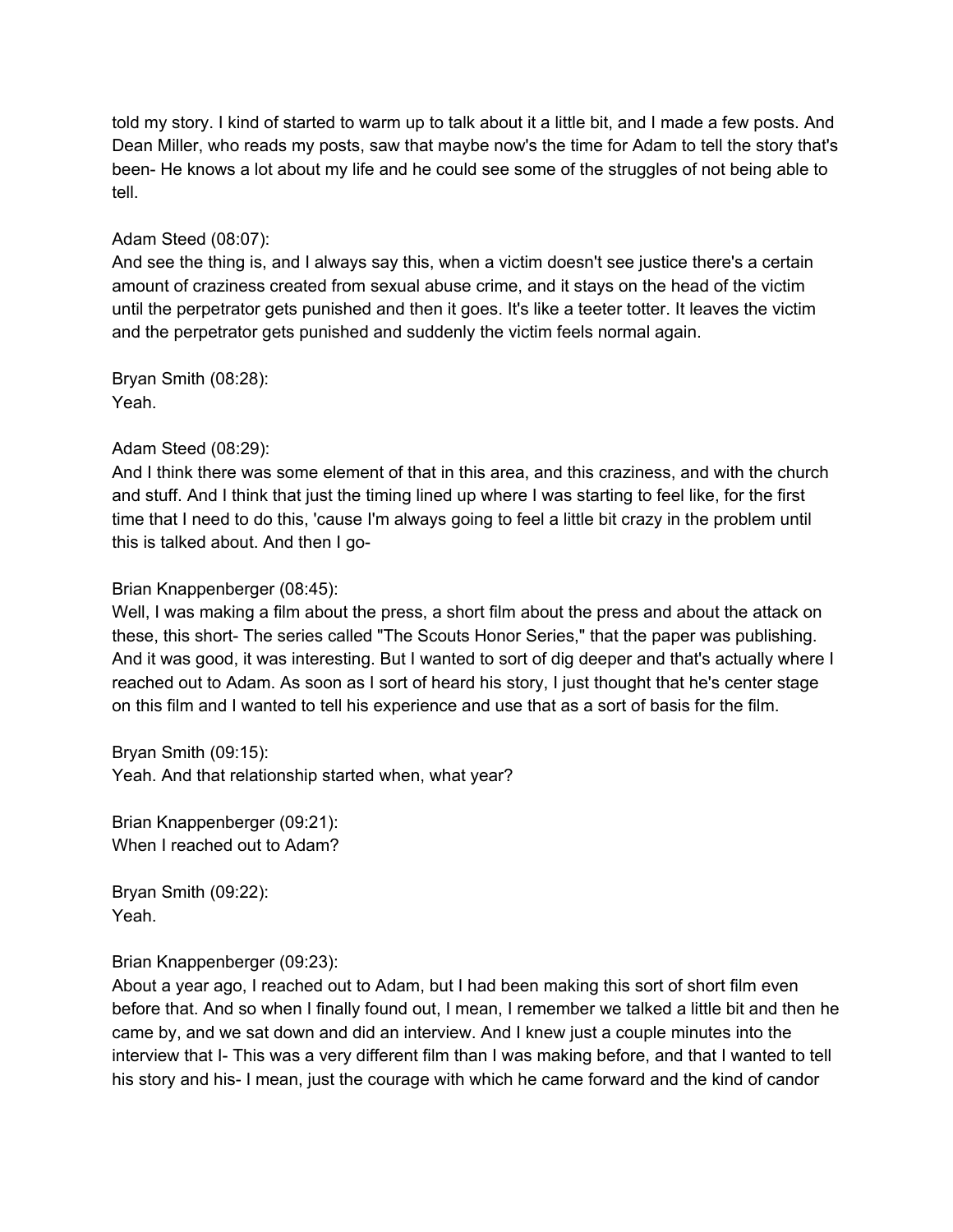told my story. I kind of started to warm up to talk about it a little bit, and I made a few posts. And Dean Miller, who reads my posts, saw that maybe now's the time for Adam to tell the story that's been- He knows a lot about my life and he could see some of the struggles of not being able to tell.

Adam Steed (08:07):
And see the thing is, and I always say this, when a victim doesn't see justice there's a certain amount of craziness created from sexual abuse crime, and it stays on the head of the victim until the perpetrator gets punished and then it goes. It's like a teeter totter. It leaves the victim and the perpetrator gets punished and suddenly the victim feels normal again.

Bryan Smith (08:28):
Yeah.

Adam Steed (08:29):
And I think there was some element of that in this area, and this craziness, and with the church and stuff. And I think that just the timing lined up where I was starting to feel like, for the first time that I need to do this, 'cause I'm always going to feel a little bit crazy in the problem until this is talked about. And then I go-

Brian Knappenberger (08:45):
Well, I was making a film about the press, a short film about the press and about the attack on these, this short- The series called "The Scouts Honor Series," that the paper was publishing. And it was good, it was interesting. But I wanted to sort of dig deeper and that's actually where I reached out to Adam. As soon as I sort of heard his story, I just thought that he's center stage on this film and I wanted to tell his experience and use that as a sort of basis for the film.

Bryan Smith (09:15):
Yeah. And that relationship started when, what year?

Brian Knappenberger (09:21):
When I reached out to Adam?

Bryan Smith (09:22):
Yeah.

Brian Knappenberger (09:23):
About a year ago, I reached out to Adam, but I had been making this sort of short film even before that. And so when I finally found out, I mean, I remember we talked a little bit and then he came by, and we sat down and did an interview. And I knew just a couple minutes into the interview that I- This was a very different film than I was making before, and that I wanted to tell his story and his- I mean, just the courage with which he came forward and the kind of candor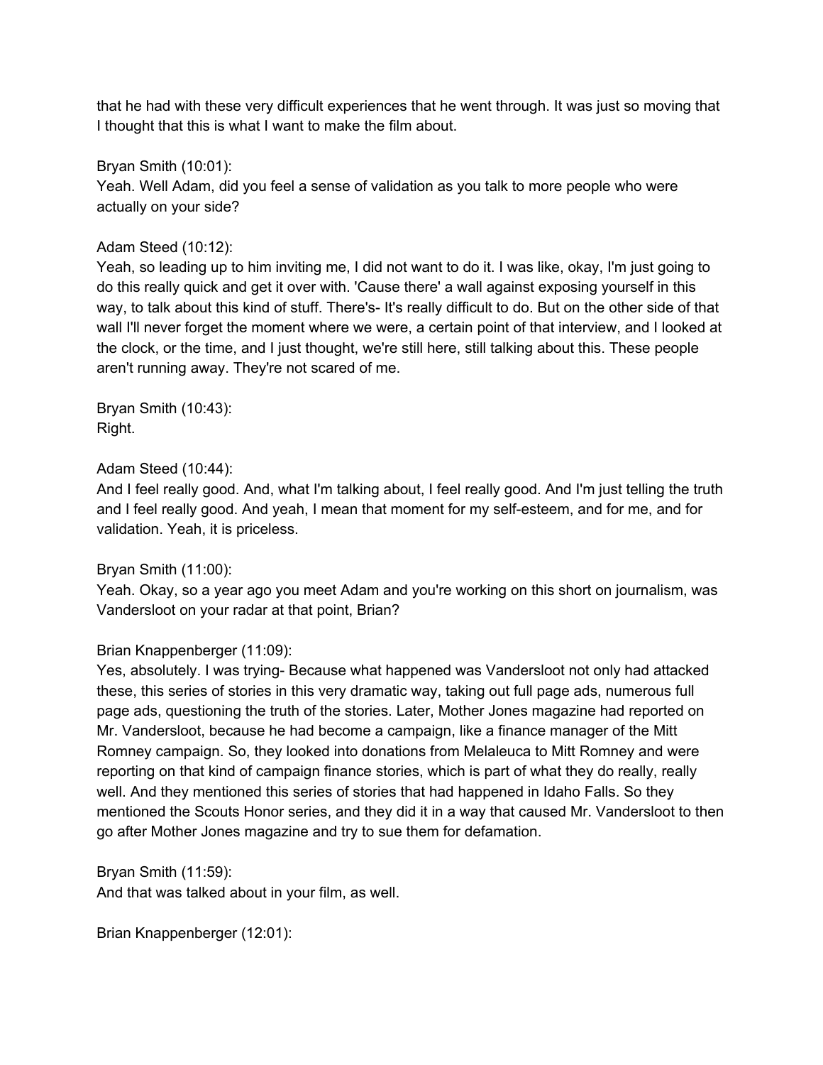that he had with these very difficult experiences that he went through. It was just so moving that I thought that this is what I want to make the film about.

Bryan Smith (10:01):
Yeah. Well Adam, did you feel a sense of validation as you talk to more people who were actually on your side?

Adam Steed (10:12):
Yeah, so leading up to him inviting me, I did not want to do it. I was like, okay, I'm just going to do this really quick and get it over with. 'Cause there' a wall against exposing yourself in this way, to talk about this kind of stuff. There's- It's really difficult to do. But on the other side of that wall I'll never forget the moment where we were, a certain point of that interview, and I looked at the clock, or the time, and I just thought, we're still here, still talking about this. These people aren't running away. They're not scared of me.

Bryan Smith (10:43):
Right.

Adam Steed (10:44):
And I feel really good. And, what I'm talking about, I feel really good. And I'm just telling the truth and I feel really good. And yeah, I mean that moment for my self-esteem, and for me, and for validation. Yeah, it is priceless.

Bryan Smith (11:00):
Yeah. Okay, so a year ago you meet Adam and you're working on this short on journalism, was Vandersloot on your radar at that point, Brian?

Brian Knappenberger (11:09):
Yes, absolutely. I was trying- Because what happened was Vandersloot not only had attacked these, this series of stories in this very dramatic way, taking out full page ads, numerous full page ads, questioning the truth of the stories. Later, Mother Jones magazine had reported on Mr. Vandersloot, because he had become a campaign, like a finance manager of the Mitt Romney campaign. So, they looked into donations from Melaleuca to Mitt Romney and were reporting on that kind of campaign finance stories, which is part of what they do really, really well. And they mentioned this series of stories that had happened in Idaho Falls. So they mentioned the Scouts Honor series, and they did it in a way that caused Mr. Vandersloot to then go after Mother Jones magazine and try to sue them for defamation.

Bryan Smith (11:59):
And that was talked about in your film, as well.

Brian Knappenberger (12:01):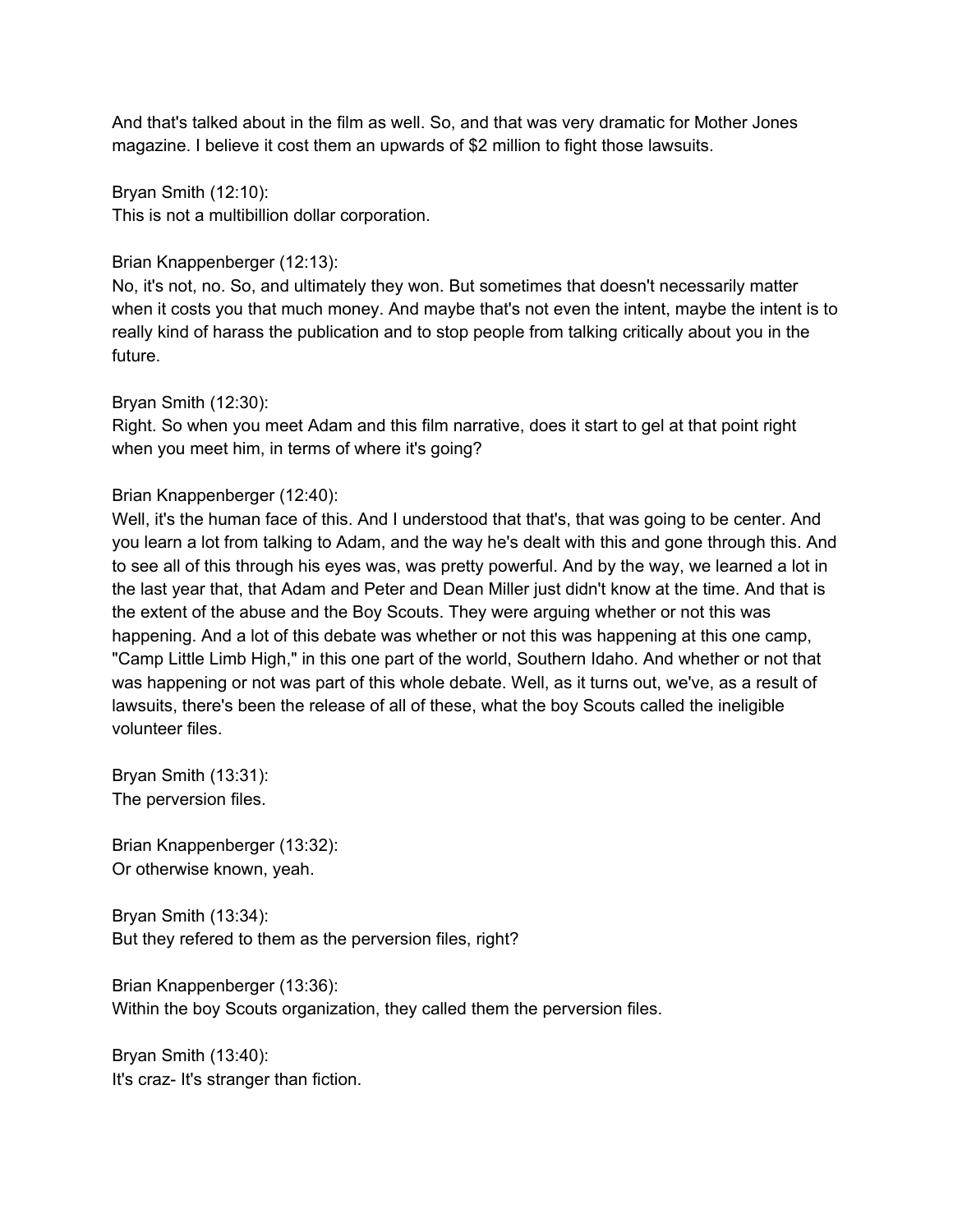And that's talked about in the film as well. So, and that was very dramatic for Mother Jones magazine. I believe it cost them an upwards of $2 million to fight those lawsuits.

Bryan Smith (12:10):
This is not a multibillion dollar corporation.

Brian Knappenberger (12:13):
No, it's not, no. So, and ultimately they won. But sometimes that doesn't necessarily matter when it costs you that much money. And maybe that's not even the intent, maybe the intent is to really kind of harass the publication and to stop people from talking critically about you in the future.

Bryan Smith (12:30):
Right. So when you meet Adam and this film narrative, does it start to gel at that point right when you meet him, in terms of where it's going?

Brian Knappenberger (12:40):
Well, it's the human face of this. And I understood that that's, that was going to be center. And you learn a lot from talking to Adam, and the way he's dealt with this and gone through this. And to see all of this through his eyes was, was pretty powerful. And by the way, we learned a lot in the last year that, that Adam and Peter and Dean Miller just didn't know at the time. And that is the extent of the abuse and the Boy Scouts. They were arguing whether or not this was happening. And a lot of this debate was whether or not this was happening at this one camp, "Camp Little Limb High," in this one part of the world, Southern Idaho. And whether or not that was happening or not was part of this whole debate. Well, as it turns out, we've, as a result of lawsuits, there's been the release of all of these, what the boy Scouts called the ineligible volunteer files.

Bryan Smith (13:31):
The perversion files.

Brian Knappenberger (13:32):
Or otherwise known, yeah.

Bryan Smith (13:34):
But they refered to them as the perversion files, right?

Brian Knappenberger (13:36):
Within the boy Scouts organization, they called them the perversion files.

Bryan Smith (13:40):
It's craz- It's stranger than fiction.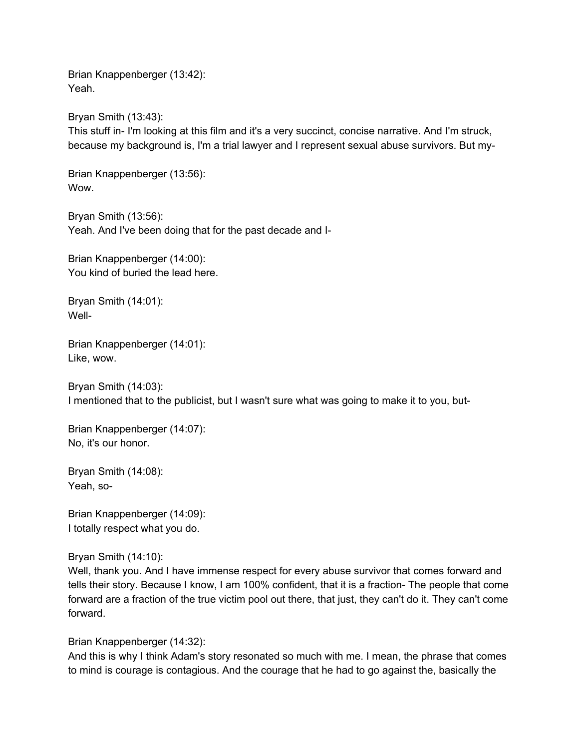Brian Knappenberger (13:42):
Yeah.

Bryan Smith (13:43):
This stuff in- I'm looking at this film and it's a very succinct, concise narrative. And I'm struck, because my background is, I'm a trial lawyer and I represent sexual abuse survivors. But my-

Brian Knappenberger (13:56):
Wow.

Bryan Smith (13:56):
Yeah. And I've been doing that for the past decade and I-

Brian Knappenberger (14:00):
You kind of buried the lead here.

Bryan Smith (14:01):
Well-

Brian Knappenberger (14:01):
Like, wow.

Bryan Smith (14:03):
I mentioned that to the publicist, but I wasn't sure what was going to make it to you, but-

Brian Knappenberger (14:07):
No, it's our honor.

Bryan Smith (14:08):
Yeah, so-

Brian Knappenberger (14:09):
I totally respect what you do.

Bryan Smith (14:10):
Well, thank you. And I have immense respect for every abuse survivor that comes forward and tells their story. Because I know, I am 100% confident, that it is a fraction- The people that come forward are a fraction of the true victim pool out there, that just, they can't do it. They can't come forward.

Brian Knappenberger (14:32):
And this is why I think Adam's story resonated so much with me. I mean, the phrase that comes to mind is courage is contagious. And the courage that he had to go against the, basically the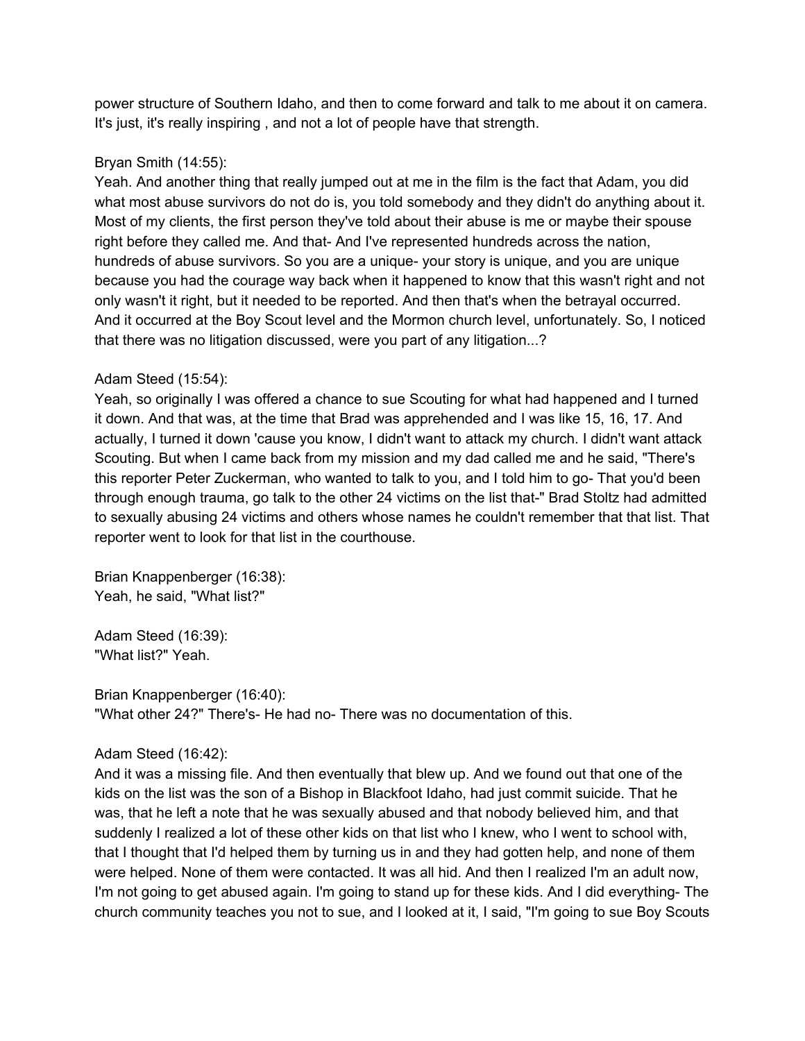power structure of Southern Idaho, and then to come forward and talk to me about it on camera. It's just, it's really inspiring , and not a lot of people have that strength.

Bryan Smith (14:55):
Yeah. And another thing that really jumped out at me in the film is the fact that Adam, you did what most abuse survivors do not do is, you told somebody and they didn't do anything about it. Most of my clients, the first person they've told about their abuse is me or maybe their spouse right before they called me. And that- And I've represented hundreds across the nation, hundreds of abuse survivors. So you are a unique- your story is unique, and you are unique because you had the courage way back when it happened to know that this wasn't right and not only wasn't it right, but it needed to be reported. And then that's when the betrayal occurred. And it occurred at the Boy Scout level and the Mormon church level, unfortunately. So, I noticed that there was no litigation discussed, were you part of any litigation...?

Adam Steed (15:54):
Yeah, so originally I was offered a chance to sue Scouting for what had happened and I turned it down. And that was, at the time that Brad was apprehended and I was like 15, 16, 17. And actually, I turned it down 'cause you know, I didn't want to attack my church. I didn't want attack Scouting. But when I came back from my mission and my dad called me and he said, "There's this reporter Peter Zuckerman, who wanted to talk to you, and I told him to go- That you'd been through enough trauma, go talk to the other 24 victims on the list that-" Brad Stoltz had admitted to sexually abusing 24 victims and others whose names he couldn't remember that that list. That reporter went to look for that list in the courthouse.

Brian Knappenberger (16:38):
Yeah, he said, "What list?"

Adam Steed (16:39):
"What list?" Yeah.

Brian Knappenberger (16:40):
"What other 24?" There's- He had no- There was no documentation of this.

Adam Steed (16:42):
And it was a missing file. And then eventually that blew up. And we found out that one of the kids on the list was the son of a Bishop in Blackfoot Idaho, had just commit suicide. That he was, that he left a note that he was sexually abused and that nobody believed him, and that suddenly I realized a lot of these other kids on that list who I knew, who I went to school with, that I thought that I'd helped them by turning us in and they had gotten help, and none of them were helped. None of them were contacted. It was all hid. And then I realized I'm an adult now, I'm not going to get abused again. I'm going to stand up for these kids. And I did everything- The church community teaches you not to sue, and I looked at it, I said, "I'm going to sue Boy Scouts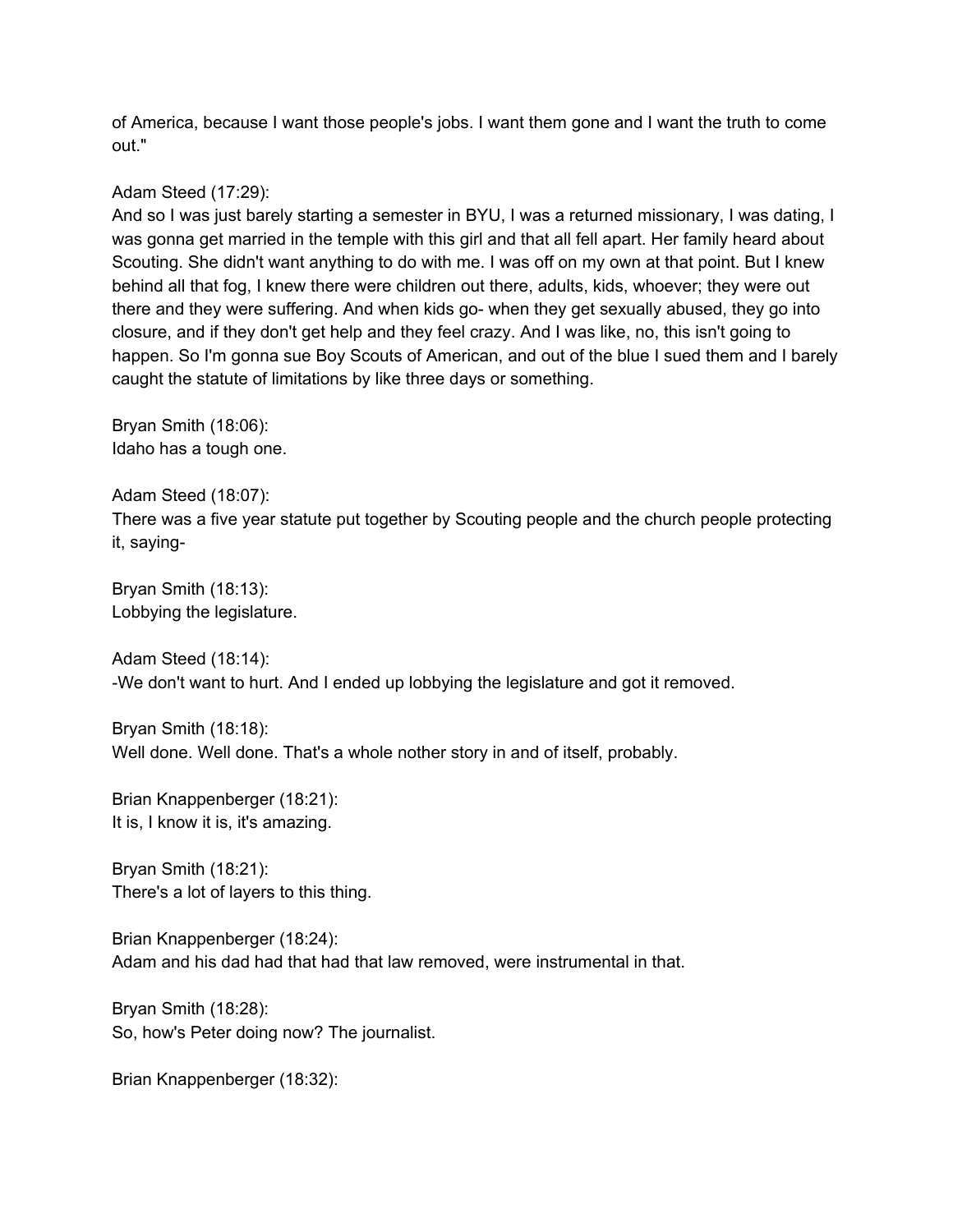of America, because I want those people's jobs. I want them gone and I want the truth to come out."

Adam Steed (17:29):
And so I was just barely starting a semester in BYU, I was a returned missionary, I was dating, I was gonna get married in the temple with this girl and that all fell apart. Her family heard about Scouting. She didn't want anything to do with me. I was off on my own at that point. But I knew behind all that fog, I knew there were children out there, adults, kids, whoever; they were out there and they were suffering. And when kids go- when they get sexually abused, they go into closure, and if they don't get help and they feel crazy. And I was like, no, this isn't going to happen. So I'm gonna sue Boy Scouts of American, and out of the blue I sued them and I barely caught the statute of limitations by like three days or something.

Bryan Smith (18:06):
Idaho has a tough one.

Adam Steed (18:07):
There was a five year statute put together by Scouting people and the church people protecting it, saying-

Bryan Smith (18:13):
Lobbying the legislature.

Adam Steed (18:14):
-We don't want to hurt. And I ended up lobbying the legislature and got it removed.

Bryan Smith (18:18):
Well done. Well done. That's a whole nother story in and of itself, probably.

Brian Knappenberger (18:21):
It is, I know it is, it's amazing.

Bryan Smith (18:21):
There's a lot of layers to this thing.

Brian Knappenberger (18:24):
Adam and his dad had that had that law removed, were instrumental in that.

Bryan Smith (18:28):
So, how's Peter doing now? The journalist.

Brian Knappenberger (18:32):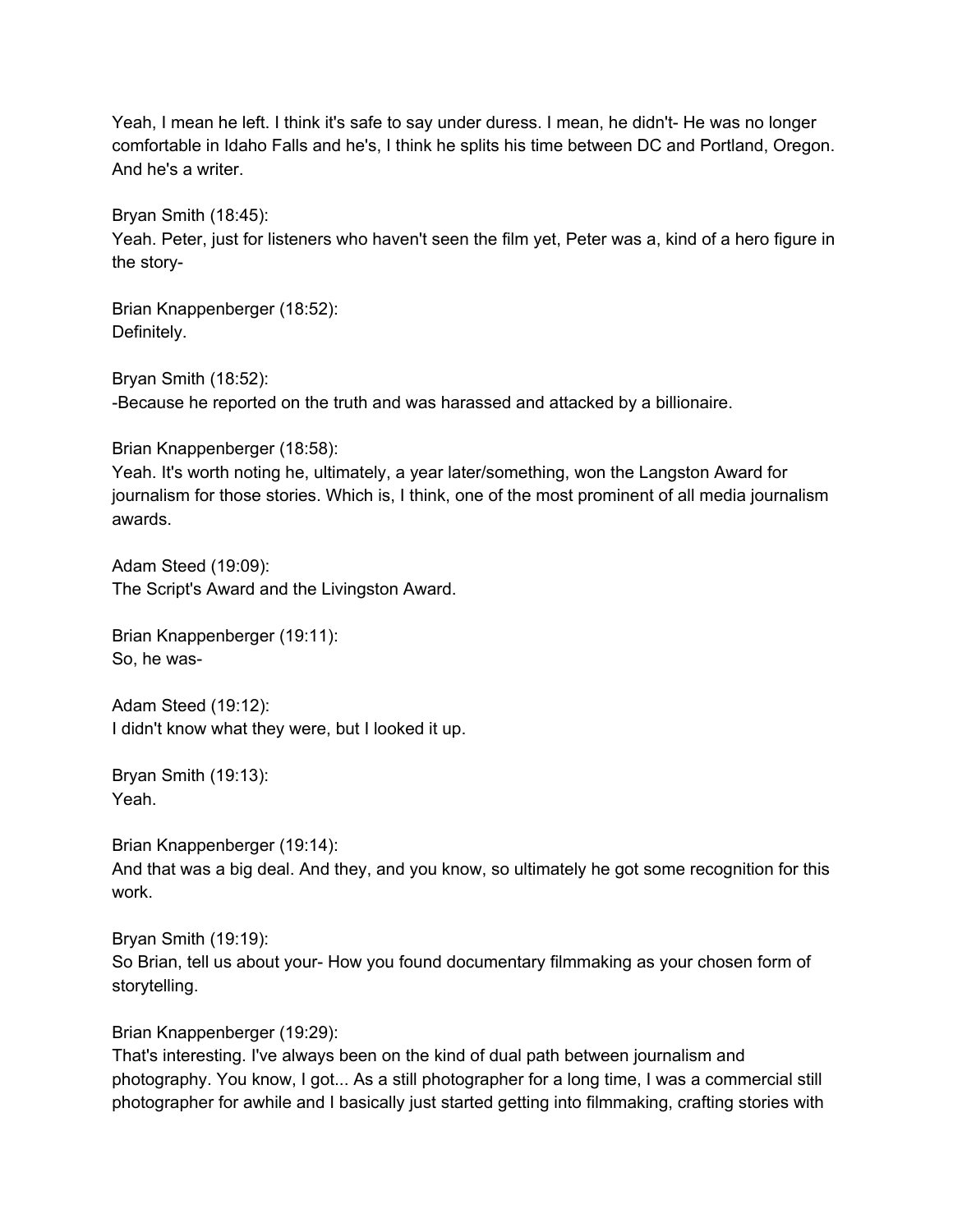Yeah, I mean he left. I think it's safe to say under duress. I mean, he didn't- He was no longer comfortable in Idaho Falls and he's, I think he splits his time between DC and Portland, Oregon. And he's a writer.

Bryan Smith (18:45):
Yeah. Peter, just for listeners who haven't seen the film yet, Peter was a, kind of a hero figure in the story-

Brian Knappenberger (18:52):
Definitely.

Bryan Smith (18:52):
-Because he reported on the truth and was harassed and attacked by a billionaire.

Brian Knappenberger (18:58):
Yeah. It's worth noting he, ultimately, a year later/something, won the Langston Award for journalism for those stories. Which is, I think, one of the most prominent of all media journalism awards.

Adam Steed (19:09):
The Script's Award and the Livingston Award.

Brian Knappenberger (19:11):
So, he was-

Adam Steed (19:12):
I didn't know what they were, but I looked it up.

Bryan Smith (19:13):
Yeah.

Brian Knappenberger (19:14):
And that was a big deal. And they, and you know, so ultimately he got some recognition for this work.

Bryan Smith (19:19):
So Brian, tell us about your- How you found documentary filmmaking as your chosen form of storytelling.

Brian Knappenberger (19:29):
That's interesting. I've always been on the kind of dual path between journalism and photography. You know, I got... As a still photographer for a long time, I was a commercial still photographer for awhile and I basically just started getting into filmmaking, crafting stories with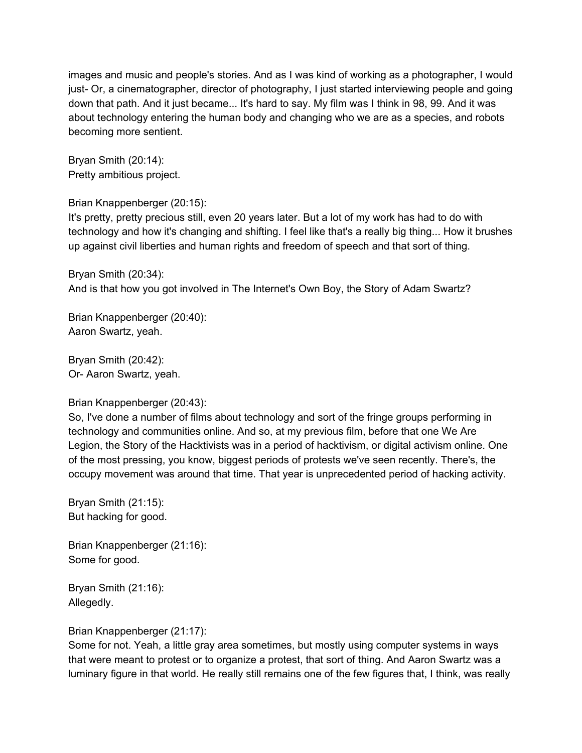images and music and people's stories. And as I was kind of working as a photographer, I would just- Or, a cinematographer, director of photography, I just started interviewing people and going down that path. And it just became... It's hard to say. My film was I think in 98, 99. And it was about technology entering the human body and changing who we are as a species, and robots becoming more sentient.

Bryan Smith (20:14):
Pretty ambitious project.

Brian Knappenberger (20:15):
It's pretty, pretty precious still, even 20 years later. But a lot of my work has had to do with technology and how it's changing and shifting. I feel like that's a really big thing... How it brushes up against civil liberties and human rights and freedom of speech and that sort of thing.

Bryan Smith (20:34):
And is that how you got involved in The Internet's Own Boy, the Story of Adam Swartz?

Brian Knappenberger (20:40):
Aaron Swartz, yeah.

Bryan Smith (20:42):
Or- Aaron Swartz, yeah.

Brian Knappenberger (20:43):
So, I've done a number of films about technology and sort of the fringe groups performing in technology and communities online. And so, at my previous film, before that one We Are Legion, the Story of the Hacktivists was in a period of hacktivism, or digital activism online. One of the most pressing, you know, biggest periods of protests we've seen recently. There's, the occupy movement was around that time. That year is unprecedented period of hacking activity.

Bryan Smith (21:15):
But hacking for good.

Brian Knappenberger (21:16):
Some for good.

Bryan Smith (21:16):
Allegedly.

Brian Knappenberger (21:17):
Some for not. Yeah, a little gray area sometimes, but mostly using computer systems in ways that were meant to protest or to organize a protest, that sort of thing. And Aaron Swartz was a luminary figure in that world. He really still remains one of the few figures that, I think, was really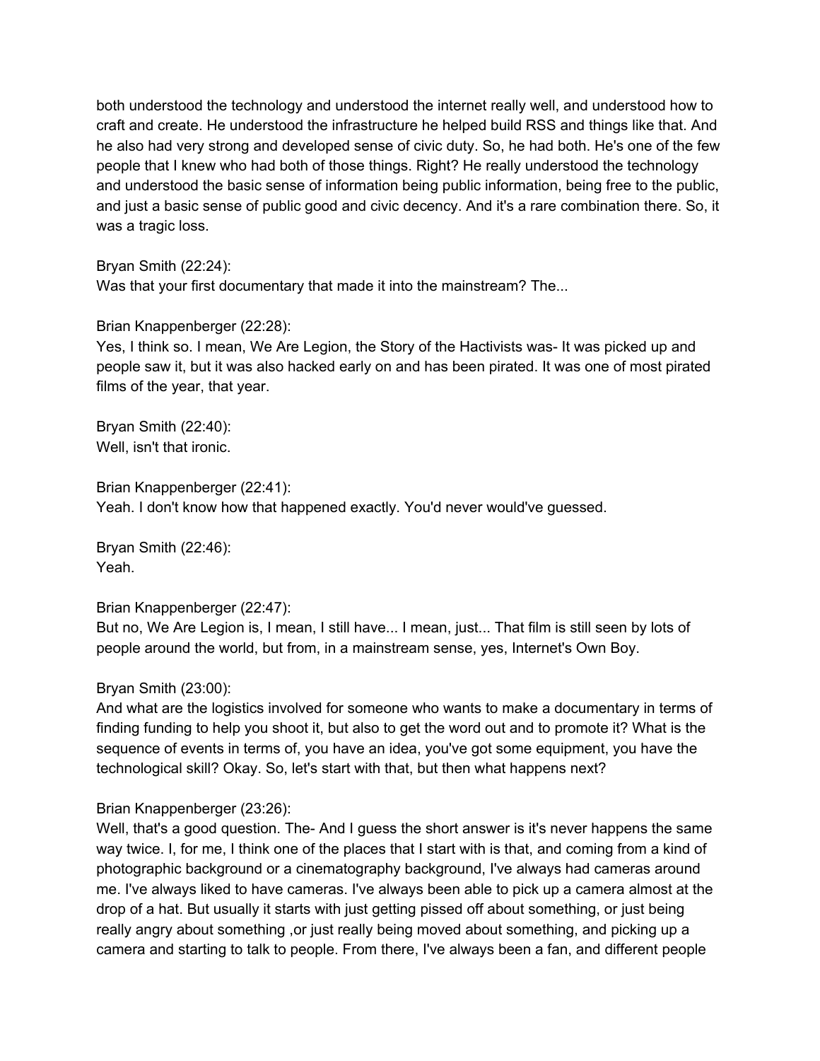both understood the technology and understood the internet really well, and understood how to craft and create. He understood the infrastructure he helped build RSS and things like that. And he also had very strong and developed sense of civic duty. So, he had both. He's one of the few people that I knew who had both of those things. Right? He really understood the technology and understood the basic sense of information being public information, being free to the public, and just a basic sense of public good and civic decency. And it's a rare combination there. So, it was a tragic loss.

Bryan Smith (22:24):
Was that your first documentary that made it into the mainstream? The...

Brian Knappenberger (22:28):
Yes, I think so. I mean, We Are Legion, the Story of the Hactivists was- It was picked up and people saw it, but it was also hacked early on and has been pirated. It was one of most pirated films of the year, that year.

Bryan Smith (22:40):
Well, isn't that ironic.

Brian Knappenberger (22:41):
Yeah. I don't know how that happened exactly. You'd never would've guessed.

Bryan Smith (22:46):
Yeah.

Brian Knappenberger (22:47):
But no, We Are Legion is, I mean, I still have... I mean, just... That film is still seen by lots of people around the world, but from, in a mainstream sense, yes, Internet's Own Boy.

Bryan Smith (23:00):
And what are the logistics involved for someone who wants to make a documentary in terms of finding funding to help you shoot it, but also to get the word out and to promote it? What is the sequence of events in terms of, you have an idea, you've got some equipment, you have the technological skill? Okay. So, let's start with that, but then what happens next?

Brian Knappenberger (23:26):
Well, that's a good question. The- And I guess the short answer is it's never happens the same way twice. I, for me, I think one of the places that I start with is that, and coming from a kind of photographic background or a cinematography background, I've always had cameras around me. I've always liked to have cameras. I've always been able to pick up a camera almost at the drop of a hat. But usually it starts with just getting pissed off about something, or just being really angry about something ,or just really being moved about something, and picking up a camera and starting to talk to people. From there, I've always been a fan, and different people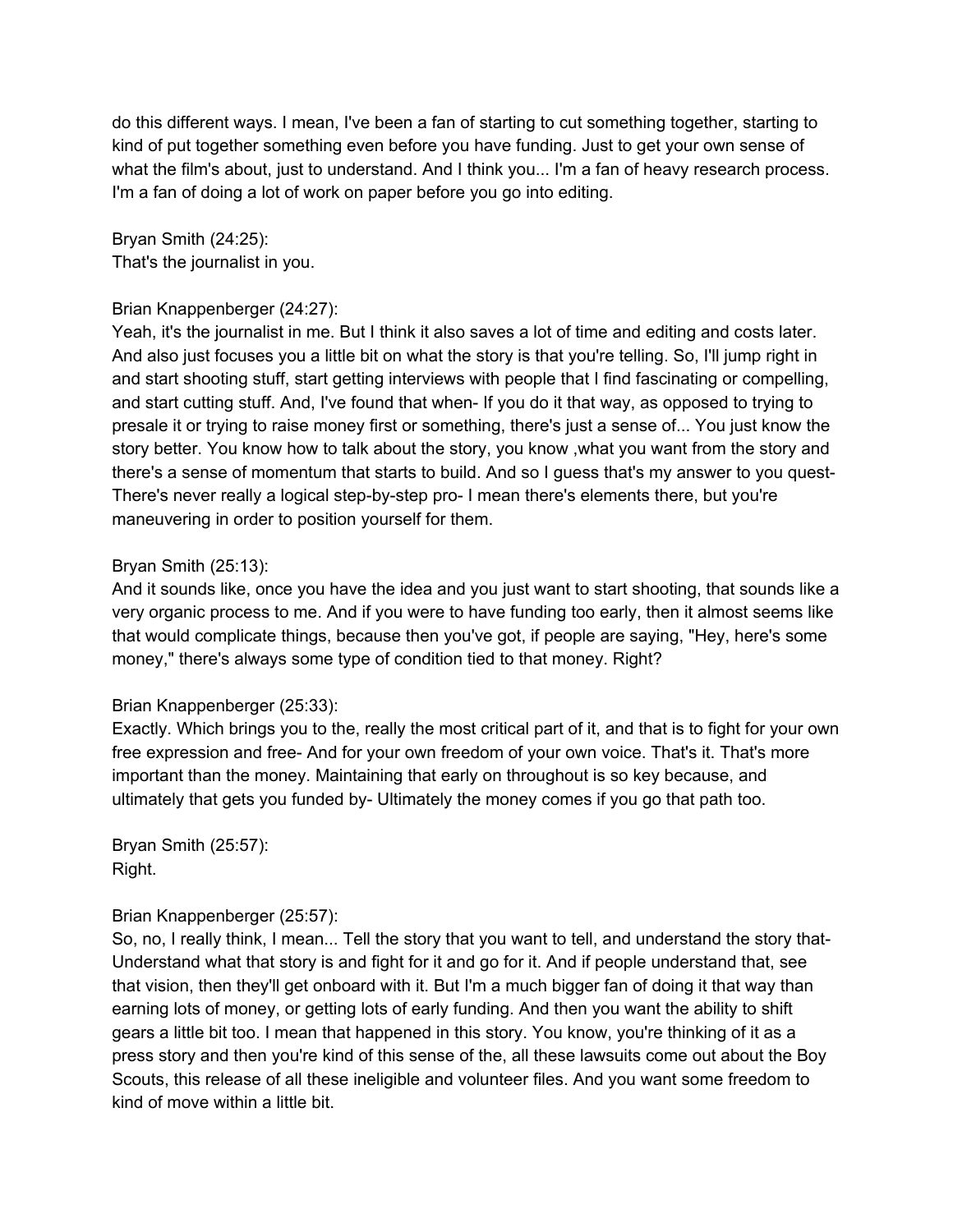do this different ways. I mean, I've been a fan of starting to cut something together, starting to kind of put together something even before you have funding. Just to get your own sense of what the film's about, just to understand. And I think you... I'm a fan of heavy research process. I'm a fan of doing a lot of work on paper before you go into editing.

Bryan Smith (24:25):
That's the journalist in you.

Brian Knappenberger (24:27):
Yeah, it's the journalist in me. But I think it also saves a lot of time and editing and costs later. And also just focuses you a little bit on what the story is that you're telling. So, I'll jump right in and start shooting stuff, start getting interviews with people that I find fascinating or compelling, and start cutting stuff. And, I've found that when- If you do it that way, as opposed to trying to presale it or trying to raise money first or something, there's just a sense of... You just know the story better. You know how to talk about the story, you know ,what you want from the story and there's a sense of momentum that starts to build. And so I guess that's my answer to you quest- There's never really a logical step-by-step pro- I mean there's elements there, but you're maneuvering in order to position yourself for them.

Bryan Smith (25:13):
And it sounds like, once you have the idea and you just want to start shooting, that sounds like a very organic process to me. And if you were to have funding too early, then it almost seems like that would complicate things, because then you've got, if people are saying, "Hey, here's some money," there's always some type of condition tied to that money. Right?

Brian Knappenberger (25:33):
Exactly. Which brings you to the, really the most critical part of it, and that is to fight for your own free expression and free- And for your own freedom of your own voice. That's it. That's more important than the money. Maintaining that early on throughout is so key because, and ultimately that gets you funded by- Ultimately the money comes if you go that path too.

Bryan Smith (25:57):
Right.

Brian Knappenberger (25:57):
So, no, I really think, I mean... Tell the story that you want to tell, and understand the story that- Understand what that story is and fight for it and go for it. And if people understand that, see that vision, then they'll get onboard with it. But I'm a much bigger fan of doing it that way than earning lots of money, or getting lots of early funding. And then you want the ability to shift gears a little bit too. I mean that happened in this story. You know, you're thinking of it as a press story and then you're kind of this sense of the, all these lawsuits come out about the Boy Scouts, this release of all these ineligible and volunteer files. And you want some freedom to kind of move within a little bit.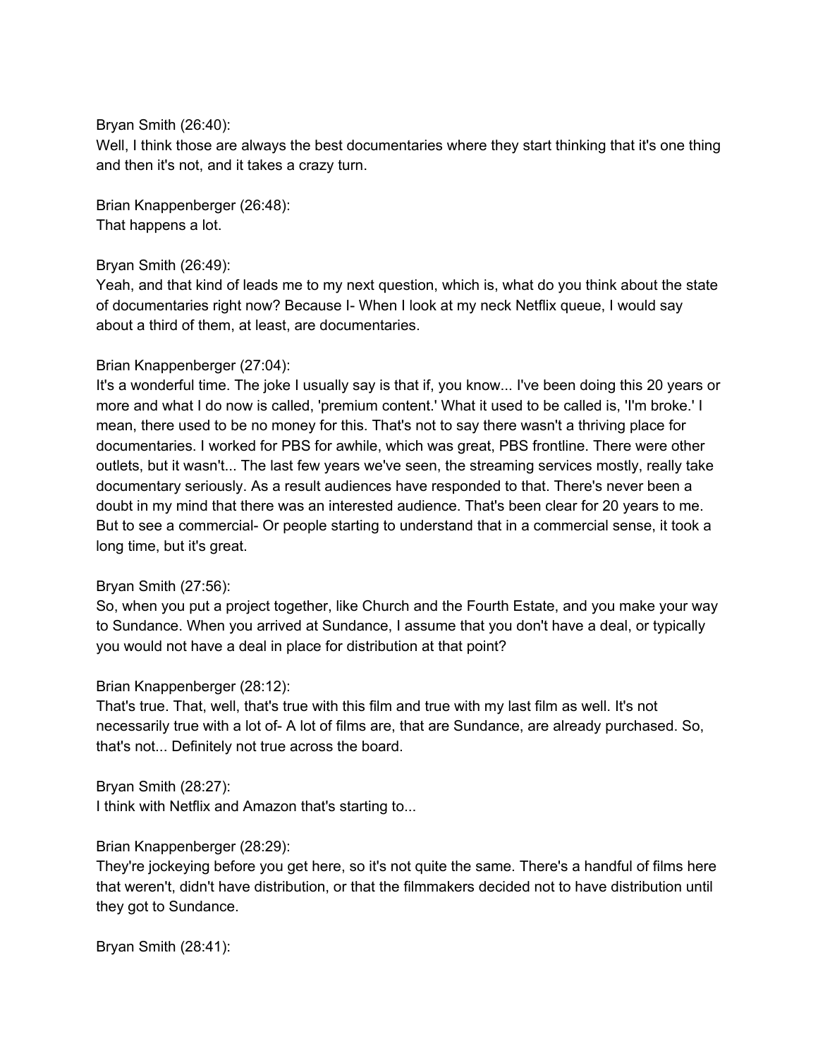Bryan Smith (26:40):
Well, I think those are always the best documentaries where they start thinking that it's one thing and then it's not, and it takes a crazy turn.

Brian Knappenberger (26:48):
That happens a lot.

Bryan Smith (26:49):
Yeah, and that kind of leads me to my next question, which is, what do you think about the state of documentaries right now? Because I- When I look at my neck Netflix queue, I would say about a third of them, at least, are documentaries.

Brian Knappenberger (27:04):
It's a wonderful time. The joke I usually say is that if, you know... I've been doing this 20 years or more and what I do now is called, 'premium content.' What it used to be called is, 'I'm broke.' I mean, there used to be no money for this. That's not to say there wasn't a thriving place for documentaries. I worked for PBS for awhile, which was great, PBS frontline. There were other outlets, but it wasn't... The last few years we've seen, the streaming services mostly, really take documentary seriously. As a result audiences have responded to that. There's never been a doubt in my mind that there was an interested audience. That's been clear for 20 years to me. But to see a commercial- Or people starting to understand that in a commercial sense, it took a long time, but it's great.

Bryan Smith (27:56):
So, when you put a project together, like Church and the Fourth Estate, and you make your way to Sundance. When you arrived at Sundance, I assume that you don't have a deal, or typically you would not have a deal in place for distribution at that point?

Brian Knappenberger (28:12):
That's true. That, well, that's true with this film and true with my last film as well. It's not necessarily true with a lot of- A lot of films are, that are Sundance, are already purchased. So, that's not... Definitely not true across the board.

Bryan Smith (28:27):
I think with Netflix and Amazon that's starting to...

Brian Knappenberger (28:29):
They're jockeying before you get here, so it's not quite the same. There's a handful of films here that weren't, didn't have distribution, or that the filmmakers decided not to have distribution until they got to Sundance.

Bryan Smith (28:41):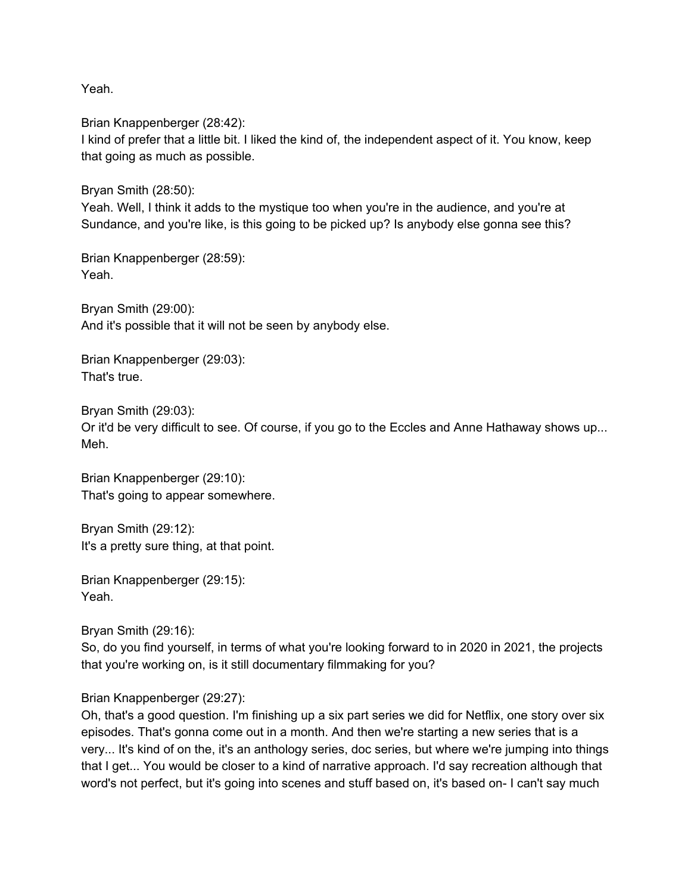Yeah.

Brian Knappenberger (28:42):
I kind of prefer that a little bit. I liked the kind of, the independent aspect of it. You know, keep that going as much as possible.

Bryan Smith (28:50):
Yeah. Well, I think it adds to the mystique too when you're in the audience, and you're at Sundance, and you're like, is this going to be picked up? Is anybody else gonna see this?

Brian Knappenberger (28:59):
Yeah.

Bryan Smith (29:00):
And it's possible that it will not be seen by anybody else.

Brian Knappenberger (29:03):
That's true.

Bryan Smith (29:03):
Or it'd be very difficult to see. Of course, if you go to the Eccles and Anne Hathaway shows up... Meh.

Brian Knappenberger (29:10):
That's going to appear somewhere.

Bryan Smith (29:12):
It's a pretty sure thing, at that point.

Brian Knappenberger (29:15):
Yeah.

Bryan Smith (29:16):
So, do you find yourself, in terms of what you're looking forward to in 2020 in 2021, the projects that you're working on, is it still documentary filmmaking for you?

Brian Knappenberger (29:27):
Oh, that's a good question. I'm finishing up a six part series we did for Netflix, one story over six episodes. That's gonna come out in a month. And then we're starting a new series that is a very... It's kind of on the, it's an anthology series, doc series, but where we're jumping into things that I get... You would be closer to a kind of narrative approach. I'd say recreation although that word's not perfect, but it's going into scenes and stuff based on, it's based on- I can't say much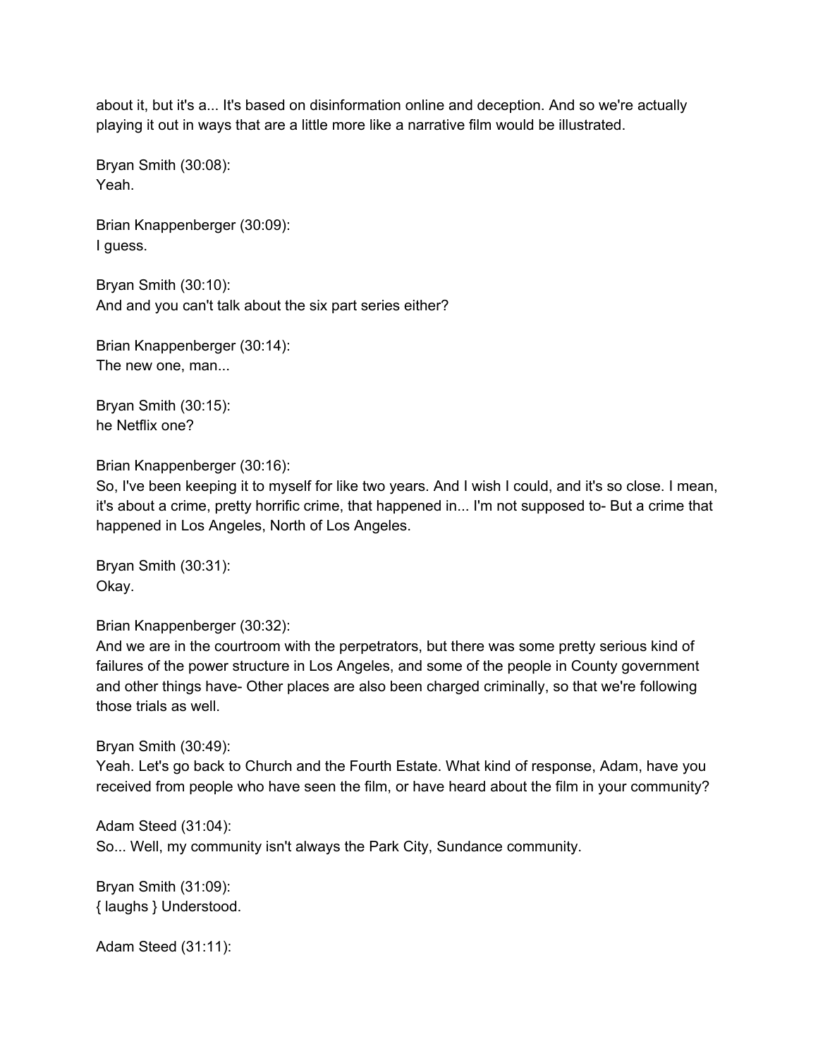about it, but it's a... It's based on disinformation online and deception. And so we're actually playing it out in ways that are a little more like a narrative film would be illustrated.

Bryan Smith (30:08):
Yeah.

Brian Knappenberger (30:09):
I guess.

Bryan Smith (30:10):
And and you can't talk about the six part series either?

Brian Knappenberger (30:14):
The new one, man...

Bryan Smith (30:15):
he Netflix one?

Brian Knappenberger (30:16):
So, I've been keeping it to myself for like two years. And I wish I could, and it's so close. I mean, it's about a crime, pretty horrific crime, that happened in... I'm not supposed to- But a crime that happened in Los Angeles, North of Los Angeles.

Bryan Smith (30:31):
Okay.

Brian Knappenberger (30:32):
And we are in the courtroom with the perpetrators, but there was some pretty serious kind of failures of the power structure in Los Angeles, and some of the people in County government and other things have- Other places are also been charged criminally, so that we're following those trials as well.

Bryan Smith (30:49):
Yeah. Let's go back to Church and the Fourth Estate. What kind of response, Adam, have you received from people who have seen the film, or have heard about the film in your community?

Adam Steed (31:04):
So... Well, my community isn't always the Park City, Sundance community.

Bryan Smith (31:09):
{ laughs } Understood.

Adam Steed (31:11):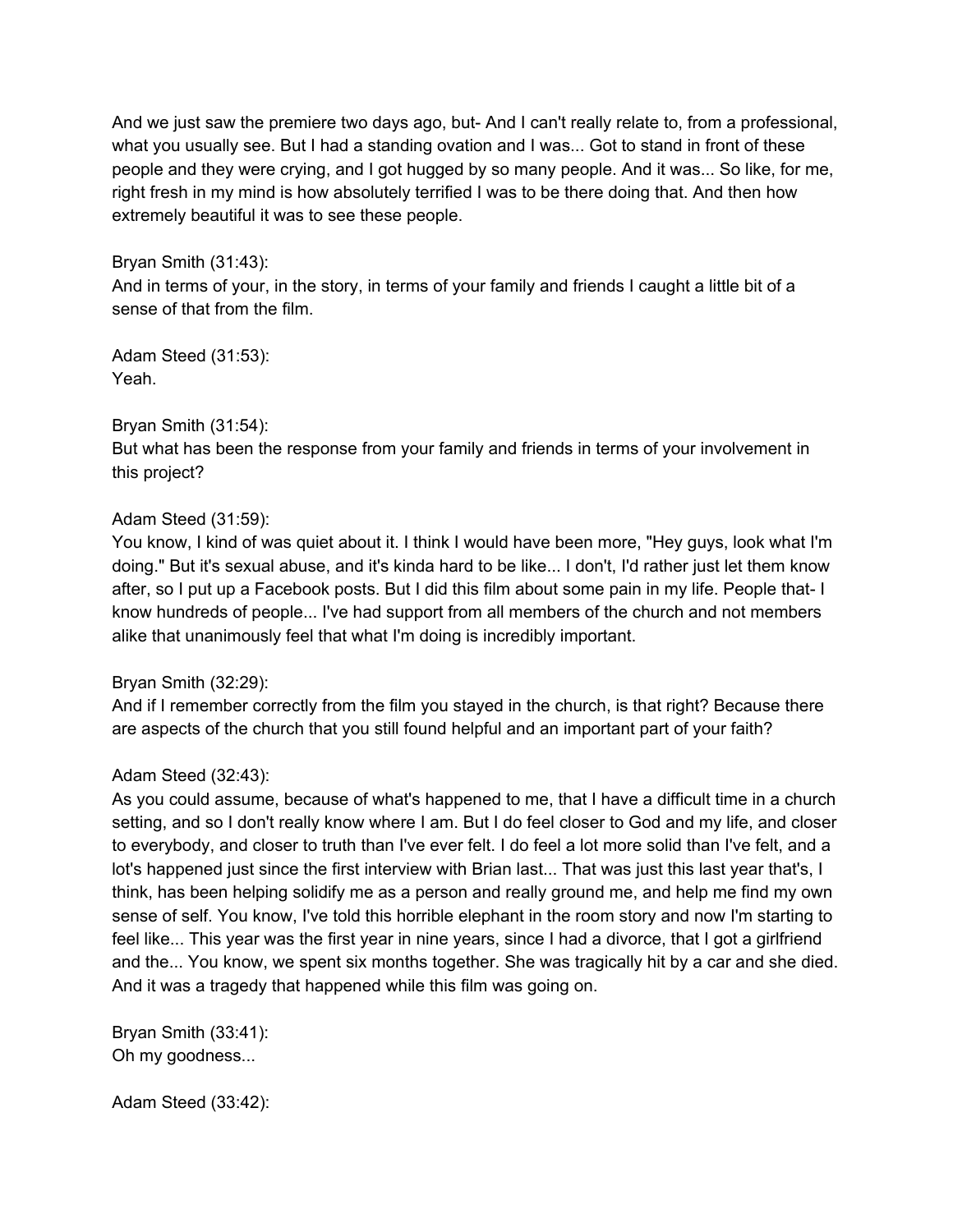And we just saw the premiere two days ago, but- And I can't really relate to, from a professional, what you usually see. But I had a standing ovation and I was... Got to stand in front of these people and they were crying, and I got hugged by so many people. And it was... So like, for me, right fresh in my mind is how absolutely terrified I was to be there doing that. And then how extremely beautiful it was to see these people.

Bryan Smith (31:43):
And in terms of your, in the story, in terms of your family and friends I caught a little bit of a sense of that from the film.

Adam Steed (31:53):
Yeah.

Bryan Smith (31:54):
But what has been the response from your family and friends in terms of your involvement in this project?

Adam Steed (31:59):
You know, I kind of was quiet about it. I think I would have been more, "Hey guys, look what I'm doing." But it's sexual abuse, and it's kinda hard to be like... I don't, I'd rather just let them know after, so I put up a Facebook posts. But I did this film about some pain in my life. People that- I know hundreds of people... I've had support from all members of the church and not members alike that unanimously feel that what I'm doing is incredibly important.

Bryan Smith (32:29):
And if I remember correctly from the film you stayed in the church, is that right? Because there are aspects of the church that you still found helpful and an important part of your faith?

Adam Steed (32:43):
As you could assume, because of what's happened to me, that I have a difficult time in a church setting, and so I don't really know where I am. But I do feel closer to God and my life, and closer to everybody, and closer to truth than I've ever felt. I do feel a lot more solid than I've felt, and a lot's happened just since the first interview with Brian last... That was just this last year that's, I think, has been helping solidify me as a person and really ground me, and help me find my own sense of self. You know, I've told this horrible elephant in the room story and now I'm starting to feel like... This year was the first year in nine years, since I had a divorce, that I got a girlfriend and the... You know, we spent six months together. She was tragically hit by a car and she died. And it was a tragedy that happened while this film was going on.

Bryan Smith (33:41):
Oh my goodness...

Adam Steed (33:42):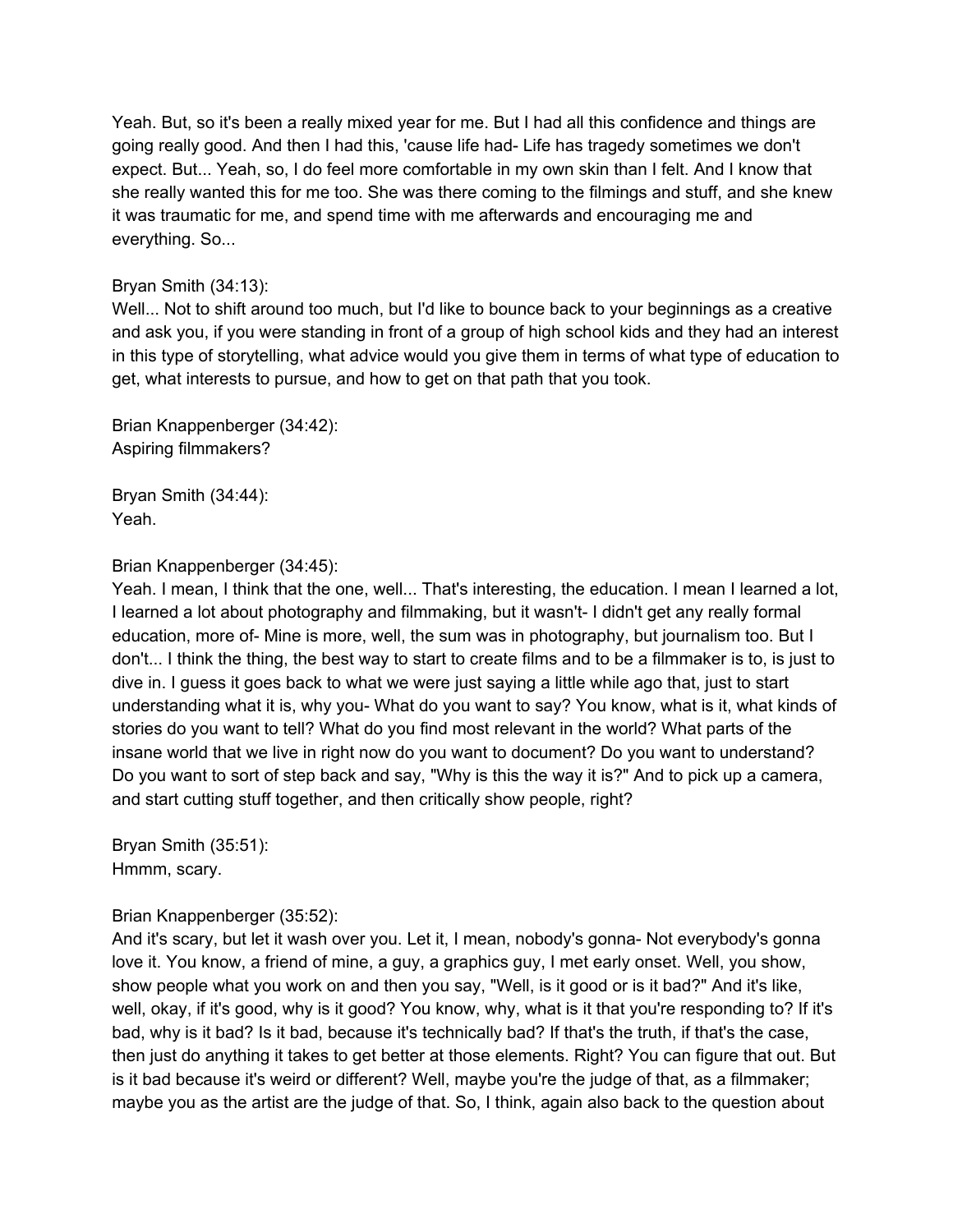Yeah. But, so it's been a really mixed year for me. But I had all this confidence and things are going really good. And then I had this, 'cause life had- Life has tragedy sometimes we don't expect. But... Yeah, so, I do feel more comfortable in my own skin than I felt. And I know that she really wanted this for me too. She was there coming to the filmings and stuff, and she knew it was traumatic for me, and spend time with me afterwards and encouraging me and everything. So...

Bryan Smith (34:13):
Well... Not to shift around too much, but I'd like to bounce back to your beginnings as a creative and ask you, if you were standing in front of a group of high school kids and they had an interest in this type of storytelling, what advice would you give them in terms of what type of education to get, what interests to pursue, and how to get on that path that you took.

Brian Knappenberger (34:42):
Aspiring filmmakers?

Bryan Smith (34:44):
Yeah.

Brian Knappenberger (34:45):
Yeah. I mean, I think that the one, well... That's interesting, the education. I mean I learned a lot, I learned a lot about photography and filmmaking, but it wasn't- I didn't get any really formal education, more of- Mine is more, well, the sum was in photography, but journalism too. But I don't... I think the thing, the best way to start to create films and to be a filmmaker is to, is just to dive in. I guess it goes back to what we were just saying a little while ago that, just to start understanding what it is, why you- What do you want to say? You know, what is it, what kinds of stories do you want to tell? What do you find most relevant in the world? What parts of the insane world that we live in right now do you want to document? Do you want to understand? Do you want to sort of step back and say, "Why is this the way it is?" And to pick up a camera, and start cutting stuff together, and then critically show people, right?

Bryan Smith (35:51):
Hmmm, scary.

Brian Knappenberger (35:52):
And it's scary, but let it wash over you. Let it, I mean, nobody's gonna- Not everybody's gonna love it. You know, a friend of mine, a guy, a graphics guy, I met early onset. Well, you show, show people what you work on and then you say, "Well, is it good or is it bad?" And it's like, well, okay, if it's good, why is it good? You know, why, what is it that you're responding to? If it's bad, why is it bad? Is it bad, because it's technically bad? If that's the truth, if that's the case, then just do anything it takes to get better at those elements. Right? You can figure that out. But is it bad because it's weird or different? Well, maybe you're the judge of that, as a filmmaker; maybe you as the artist are the judge of that. So, I think, again also back to the question about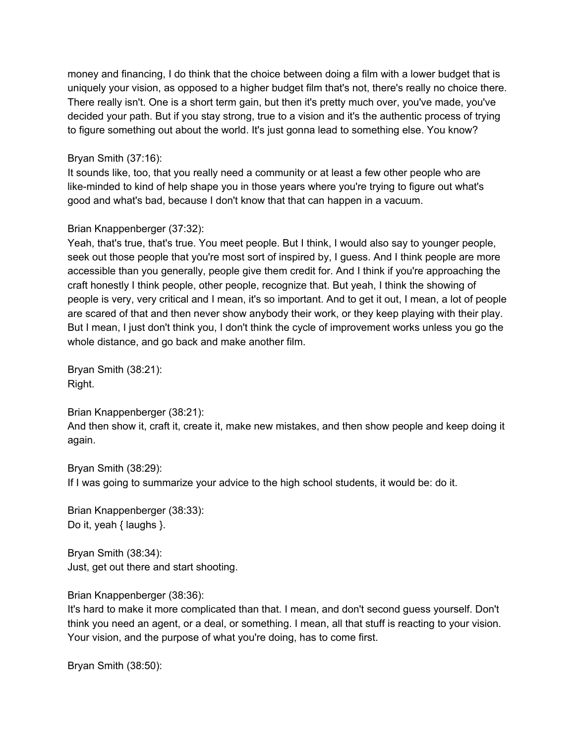money and financing, I do think that the choice between doing a film with a lower budget that is uniquely your vision, as opposed to a higher budget film that's not, there's really no choice there. There really isn't. One is a short term gain, but then it's pretty much over, you've made, you've decided your path. But if you stay strong, true to a vision and it's the authentic process of trying to figure something out about the world. It's just gonna lead to something else. You know?

Bryan Smith (37:16):
It sounds like, too, that you really need a community or at least a few other people who are like-minded to kind of help shape you in those years where you're trying to figure out what's good and what's bad, because I don't know that that can happen in a vacuum.

Brian Knappenberger (37:32):
Yeah, that's true, that's true. You meet people. But I think, I would also say to younger people, seek out those people that you're most sort of inspired by, I guess. And I think people are more accessible than you generally, people give them credit for. And I think if you're approaching the craft honestly I think people, other people, recognize that. But yeah, I think the showing of people is very, very critical and I mean, it's so important. And to get it out, I mean, a lot of people are scared of that and then never show anybody their work, or they keep playing with their play. But I mean, I just don't think you, I don't think the cycle of improvement works unless you go the whole distance, and go back and make another film.

Bryan Smith (38:21):
Right.

Brian Knappenberger (38:21):
And then show it, craft it, create it, make new mistakes, and then show people and keep doing it again.

Bryan Smith (38:29):
If I was going to summarize your advice to the high school students, it would be: do it.

Brian Knappenberger (38:33):
Do it, yeah { laughs }.

Bryan Smith (38:34):
Just, get out there and start shooting.

Brian Knappenberger (38:36):
It's hard to make it more complicated than that. I mean, and don't second guess yourself. Don't think you need an agent, or a deal, or something. I mean, all that stuff is reacting to your vision. Your vision, and the purpose of what you're doing, has to come first.

Bryan Smith (38:50):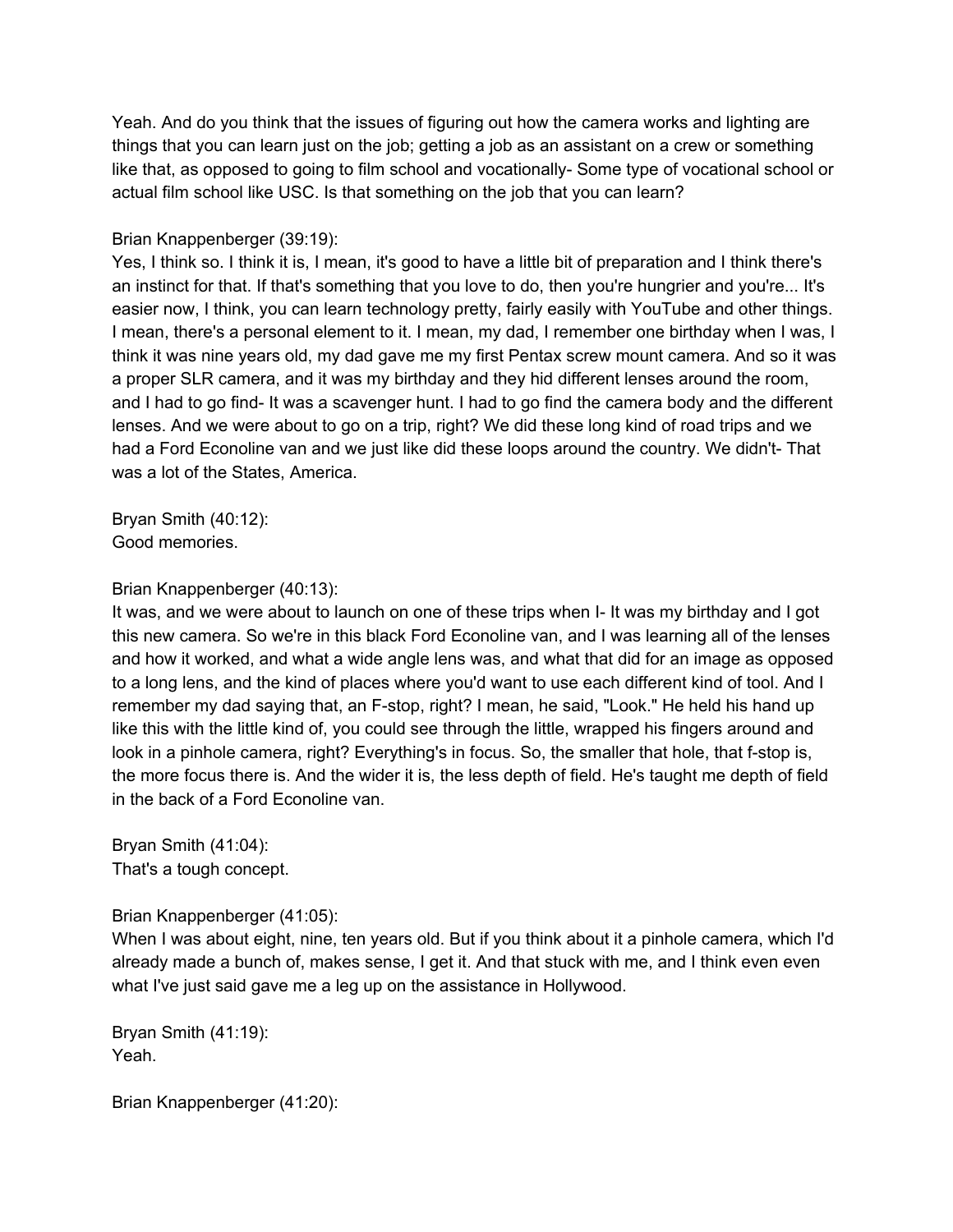Yeah. And do you think that the issues of figuring out how the camera works and lighting are things that you can learn just on the job; getting a job as an assistant on a crew or something like that, as opposed to going to film school and vocationally- Some type of vocational school or actual film school like USC. Is that something on the job that you can learn?

Brian Knappenberger (39:19):
Yes, I think so. I think it is, I mean, it's good to have a little bit of preparation and I think there's an instinct for that. If that's something that you love to do, then you're hungrier and you're... It's easier now, I think, you can learn technology pretty, fairly easily with YouTube and other things. I mean, there's a personal element to it. I mean, my dad, I remember one birthday when I was, I think it was nine years old, my dad gave me my first Pentax screw mount camera. And so it was a proper SLR camera, and it was my birthday and they hid different lenses around the room, and I had to go find- It was a scavenger hunt. I had to go find the camera body and the different lenses. And we were about to go on a trip, right? We did these long kind of road trips and we had a Ford Econoline van and we just like did these loops around the country. We didn't- That was a lot of the States, America.

Bryan Smith (40:12):
Good memories.

Brian Knappenberger (40:13):
It was, and we were about to launch on one of these trips when I- It was my birthday and I got this new camera. So we're in this black Ford Econoline van, and I was learning all of the lenses and how it worked, and what a wide angle lens was, and what that did for an image as opposed to a long lens, and the kind of places where you'd want to use each different kind of tool. And I remember my dad saying that, an F-stop, right? I mean, he said, "Look." He held his hand up like this with the little kind of, you could see through the little, wrapped his fingers around and look in a pinhole camera, right? Everything's in focus. So, the smaller that hole, that f-stop is, the more focus there is. And the wider it is, the less depth of field. He's taught me depth of field in the back of a Ford Econoline van.

Bryan Smith (41:04):
That's a tough concept.

Brian Knappenberger (41:05):
When I was about eight, nine, ten years old. But if you think about it a pinhole camera, which I'd already made a bunch of, makes sense, I get it. And that stuck with me, and I think even even what I've just said gave me a leg up on the assistance in Hollywood.

Bryan Smith (41:19):
Yeah.

Brian Knappenberger (41:20):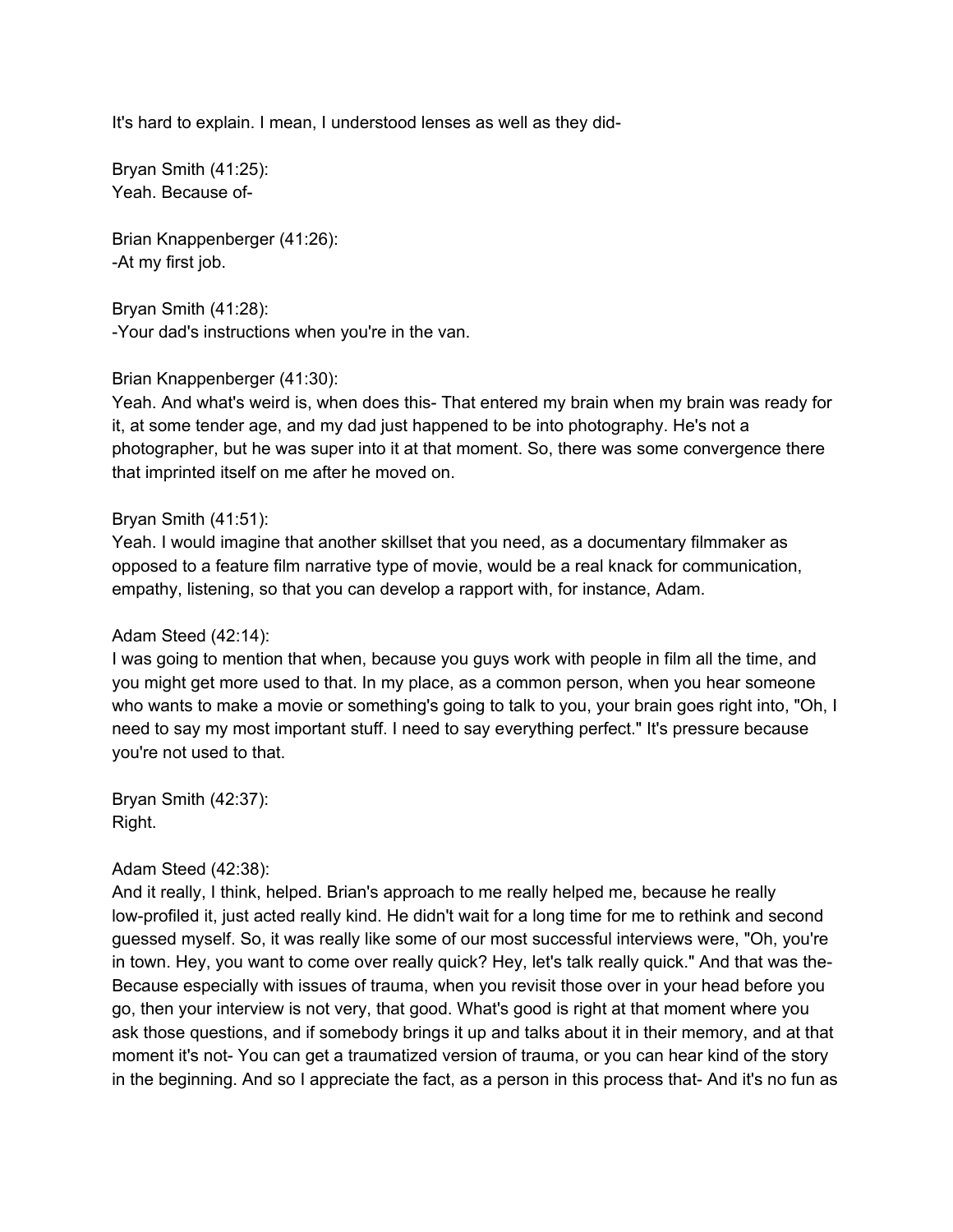It's hard to explain. I mean, I understood lenses as well as they did-

Bryan Smith (41:25):
Yeah. Because of-

Brian Knappenberger (41:26):
-At my first job.

Bryan Smith (41:28):
-Your dad's instructions when you're in the van.

Brian Knappenberger (41:30):
Yeah. And what's weird is, when does this- That entered my brain when my brain was ready for it, at some tender age, and my dad just happened to be into photography. He's not a photographer, but he was super into it at that moment. So, there was some convergence there that imprinted itself on me after he moved on.

Bryan Smith (41:51):
Yeah. I would imagine that another skillset that you need, as a documentary filmmaker as opposed to a feature film narrative type of movie, would be a real knack for communication, empathy, listening, so that you can develop a rapport with, for instance, Adam.

Adam Steed (42:14):
I was going to mention that when, because you guys work with people in film all the time, and you might get more used to that. In my place, as a common person, when you hear someone who wants to make a movie or something's going to talk to you, your brain goes right into, "Oh, I need to say my most important stuff. I need to say everything perfect." It's pressure because you're not used to that.

Bryan Smith (42:37):
Right.

Adam Steed (42:38):
And it really, I think, helped. Brian's approach to me really helped me, because he really low-profiled it, just acted really kind. He didn't wait for a long time for me to rethink and second guessed myself. So, it was really like some of our most successful interviews were, "Oh, you're in town. Hey, you want to come over really quick? Hey, let's talk really quick." And that was the- Because especially with issues of trauma, when you revisit those over in your head before you go, then your interview is not very, that good. What's good is right at that moment where you ask those questions, and if somebody brings it up and talks about it in their memory, and at that moment it's not- You can get a traumatized version of trauma, or you can hear kind of the story in the beginning. And so I appreciate the fact, as a person in this process that- And it's no fun as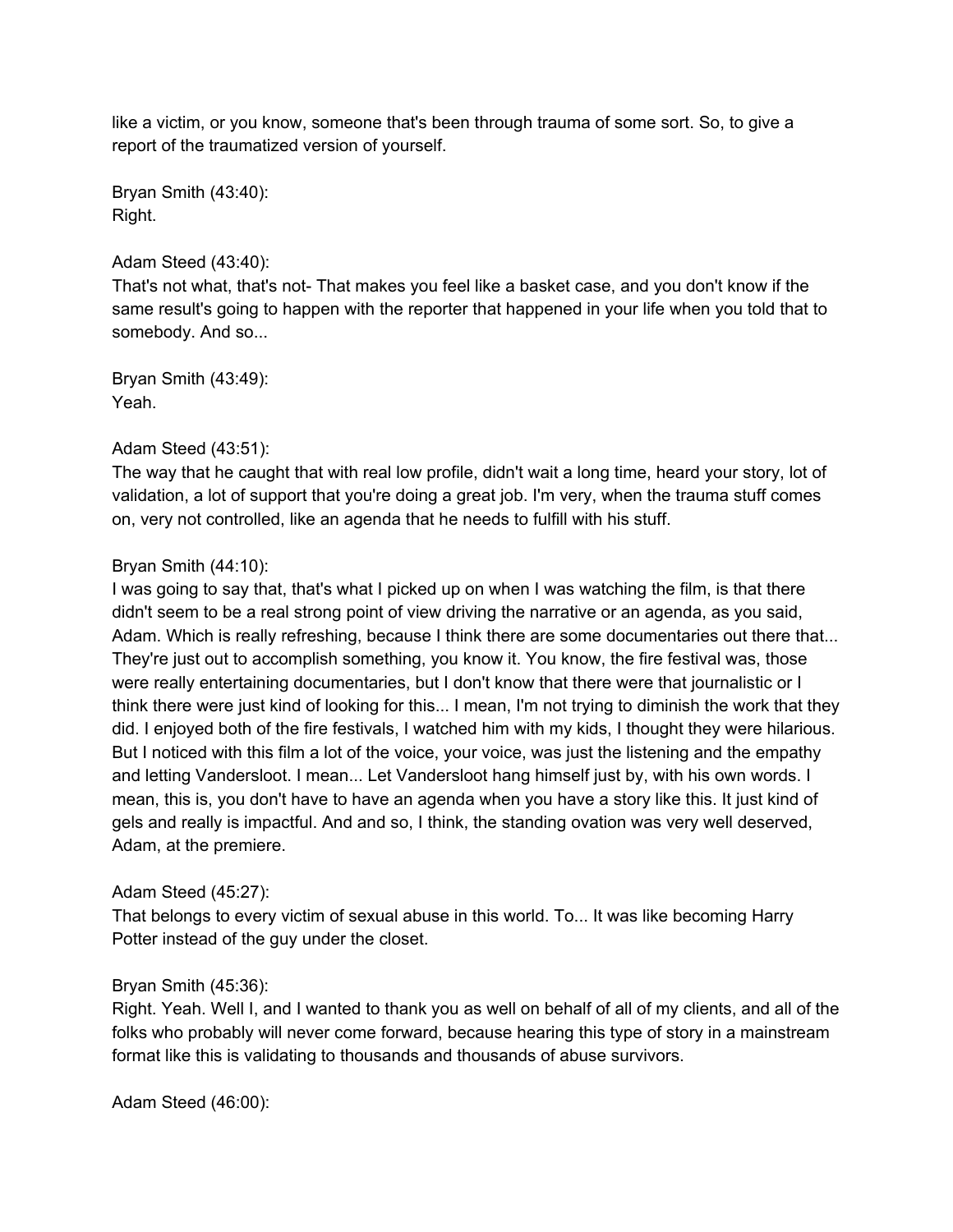like a victim, or you know, someone that's been through trauma of some sort. So, to give a report of the traumatized version of yourself.

Bryan Smith (43:40):
Right.

Adam Steed (43:40):
That's not what, that's not- That makes you feel like a basket case, and you don't know if the same result's going to happen with the reporter that happened in your life when you told that to somebody. And so...

Bryan Smith (43:49):
Yeah.

Adam Steed (43:51):
The way that he caught that with real low profile, didn't wait a long time, heard your story, lot of validation, a lot of support that you're doing a great job. I'm very, when the trauma stuff comes on, very not controlled, like an agenda that he needs to fulfill with his stuff.

Bryan Smith (44:10):
I was going to say that, that's what I picked up on when I was watching the film, is that there didn't seem to be a real strong point of view driving the narrative or an agenda, as you said, Adam. Which is really refreshing, because I think there are some documentaries out there that... They're just out to accomplish something, you know it. You know, the fire festival was, those were really entertaining documentaries, but I don't know that there were that journalistic or I think there were just kind of looking for this... I mean, I'm not trying to diminish the work that they did. I enjoyed both of the fire festivals, I watched him with my kids, I thought they were hilarious. But I noticed with this film a lot of the voice, your voice, was just the listening and the empathy and letting Vandersloot. I mean... Let Vandersloot hang himself just by, with his own words. I mean, this is, you don't have to have an agenda when you have a story like this. It just kind of gels and really is impactful. And and so, I think, the standing ovation was very well deserved, Adam, at the premiere.

Adam Steed (45:27):
That belongs to every victim of sexual abuse in this world. To... It was like becoming Harry Potter instead of the guy under the closet.

Bryan Smith (45:36):
Right. Yeah. Well I, and I wanted to thank you as well on behalf of all of my clients, and all of the folks who probably will never come forward, because hearing this type of story in a mainstream format like this is validating to thousands and thousands of abuse survivors.

Adam Steed (46:00):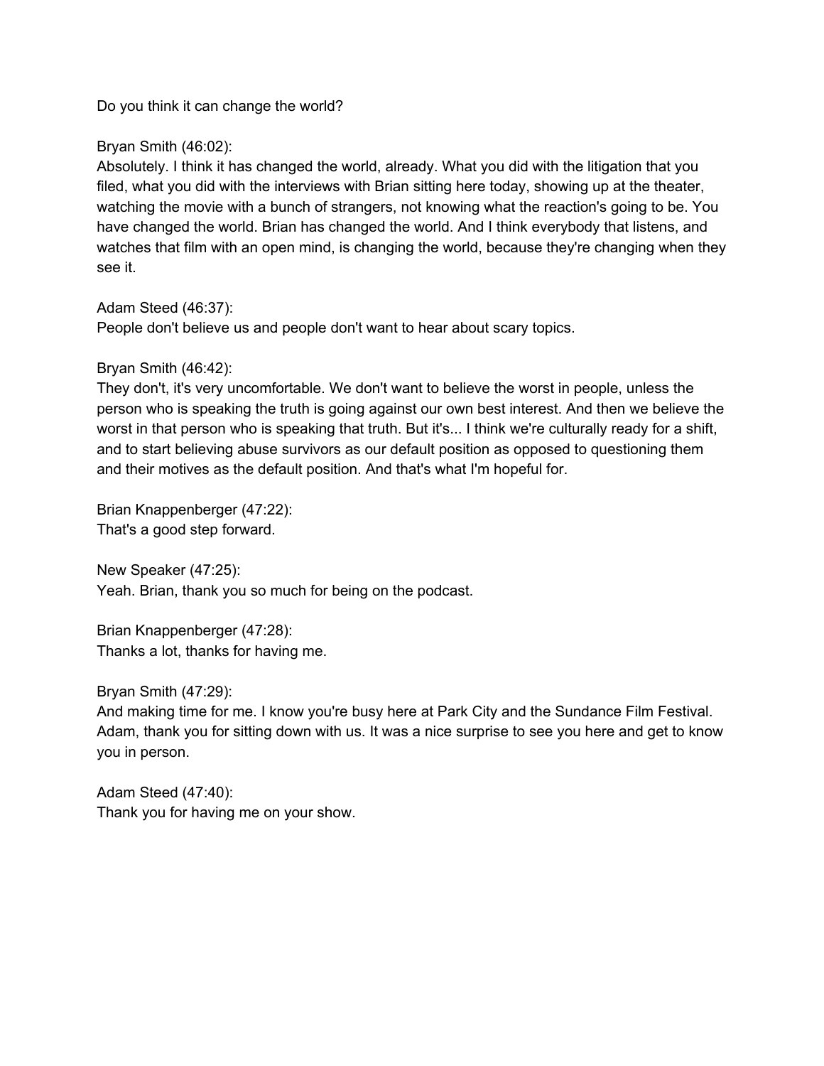Do you think it can change the world?

Bryan Smith (46:02):
Absolutely. I think it has changed the world, already. What you did with the litigation that you filed, what you did with the interviews with Brian sitting here today, showing up at the theater, watching the movie with a bunch of strangers, not knowing what the reaction's going to be. You have changed the world. Brian has changed the world. And I think everybody that listens, and watches that film with an open mind, is changing the world, because they're changing when they see it.

Adam Steed (46:37):
People don't believe us and people don't want to hear about scary topics.

Bryan Smith (46:42):
They don't, it's very uncomfortable. We don't want to believe the worst in people, unless the person who is speaking the truth is going against our own best interest. And then we believe the worst in that person who is speaking that truth. But it's... I think we're culturally ready for a shift, and to start believing abuse survivors as our default position as opposed to questioning them and their motives as the default position. And that's what I'm hopeful for.

Brian Knappenberger (47:22):
That's a good step forward.

New Speaker (47:25):
Yeah. Brian, thank you so much for being on the podcast.

Brian Knappenberger (47:28):
Thanks a lot, thanks for having me.

Bryan Smith (47:29):
And making time for me. I know you're busy here at Park City and the Sundance Film Festival. Adam, thank you for sitting down with us. It was a nice surprise to see you here and get to know you in person.

Adam Steed (47:40):
Thank you for having me on your show.